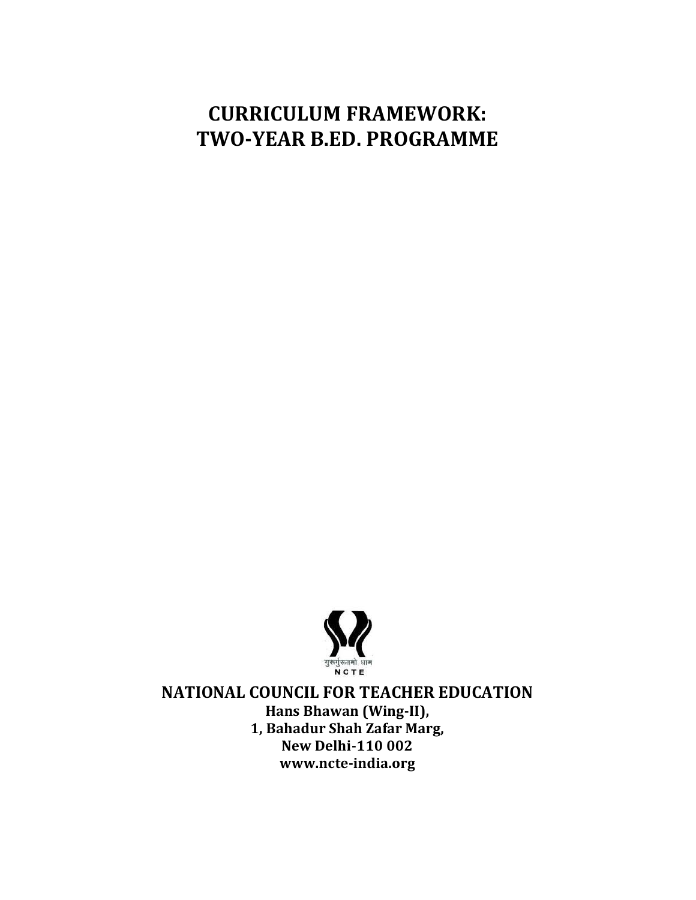# CURRICULUM FRAMEWORK: TWO-YEAR B.ED. PROGRAMME

गुरूर्गुरूतमो धाम
NCTE

**NATIONAL COUNCIL FOR TEACHER EDUCATION**

**Hans Bhawan (Wing-II),**
**1, Bahadur Shah Zafar Marg,**
**New Delhi-110 002**
**www.ncte-india.org**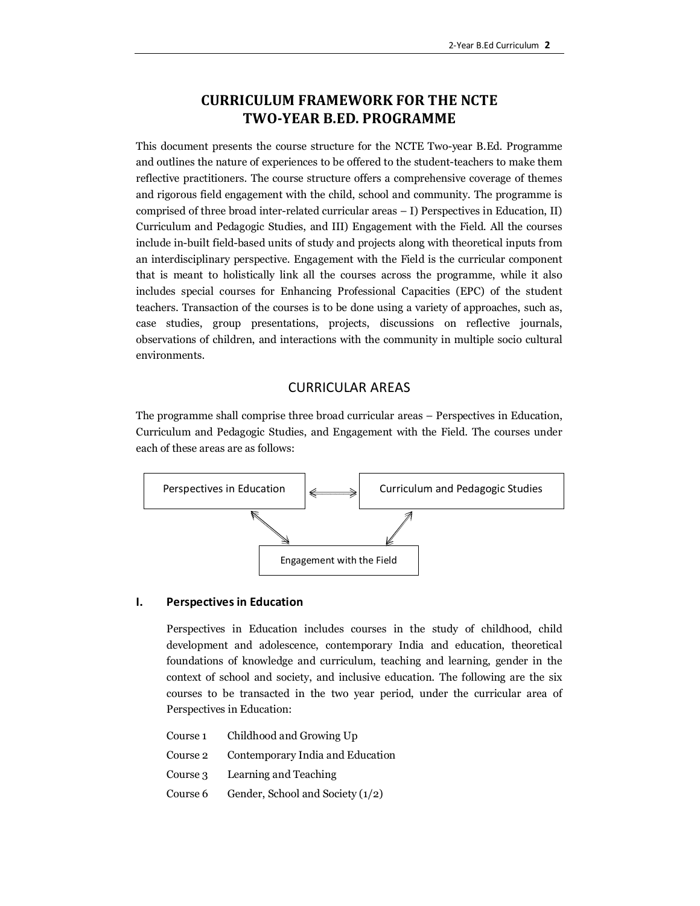# CURRICULUM FRAMEWORK FOR THE NCTE TWO-YEAR B.ED. PROGRAMME

This document presents the course structure for the NCTE Two-year B.Ed. Programme and outlines the nature of experiences to be offered to the student-teachers to make them reflective practitioners. The course structure offers a comprehensive coverage of themes and rigorous field engagement with the child, school and community. The programme is comprised of three broad inter-related curricular areas – I) Perspectives in Education, II) Curriculum and Pedagogic Studies, and III) Engagement with the Field. All the courses include in-built field-based units of study and projects along with theoretical inputs from an interdisciplinary perspective. Engagement with the Field is the curricular component that is meant to holistically link all the courses across the programme, while it also includes special courses for Enhancing Professional Capacities (EPC) of the student teachers. Transaction of the courses is to be done using a variety of approaches, such as, case studies, group presentations, projects, discussions on reflective journals, observations of children, and interactions with the community in multiple socio cultural environments.

## CURRICULAR AREAS

The programme shall comprise three broad curricular areas – Perspectives in Education, Curriculum and Pedagogic Studies, and Engagement with the Field. The courses under each of these areas are as follows:

Perspectives in Education ⟷ Curriculum and Pedagogic Studies

Perspectives in Education ⟷ Engagement with the Field

Curriculum and Pedagogic Studies ⟷ Engagement with the Field

### I. Perspectives in Education

Perspectives in Education includes courses in the study of childhood, child development and adolescence, contemporary India and education, theoretical foundations of knowledge and curriculum, teaching and learning, gender in the context of school and society, and inclusive education. The following are the six courses to be transacted in the two year period, under the curricular area of Perspectives in Education:

- Course 1 Childhood and Growing Up
- Course 2 Contemporary India and Education
- Course 3 Learning and Teaching
- Course 6 Gender, School and Society (1/2)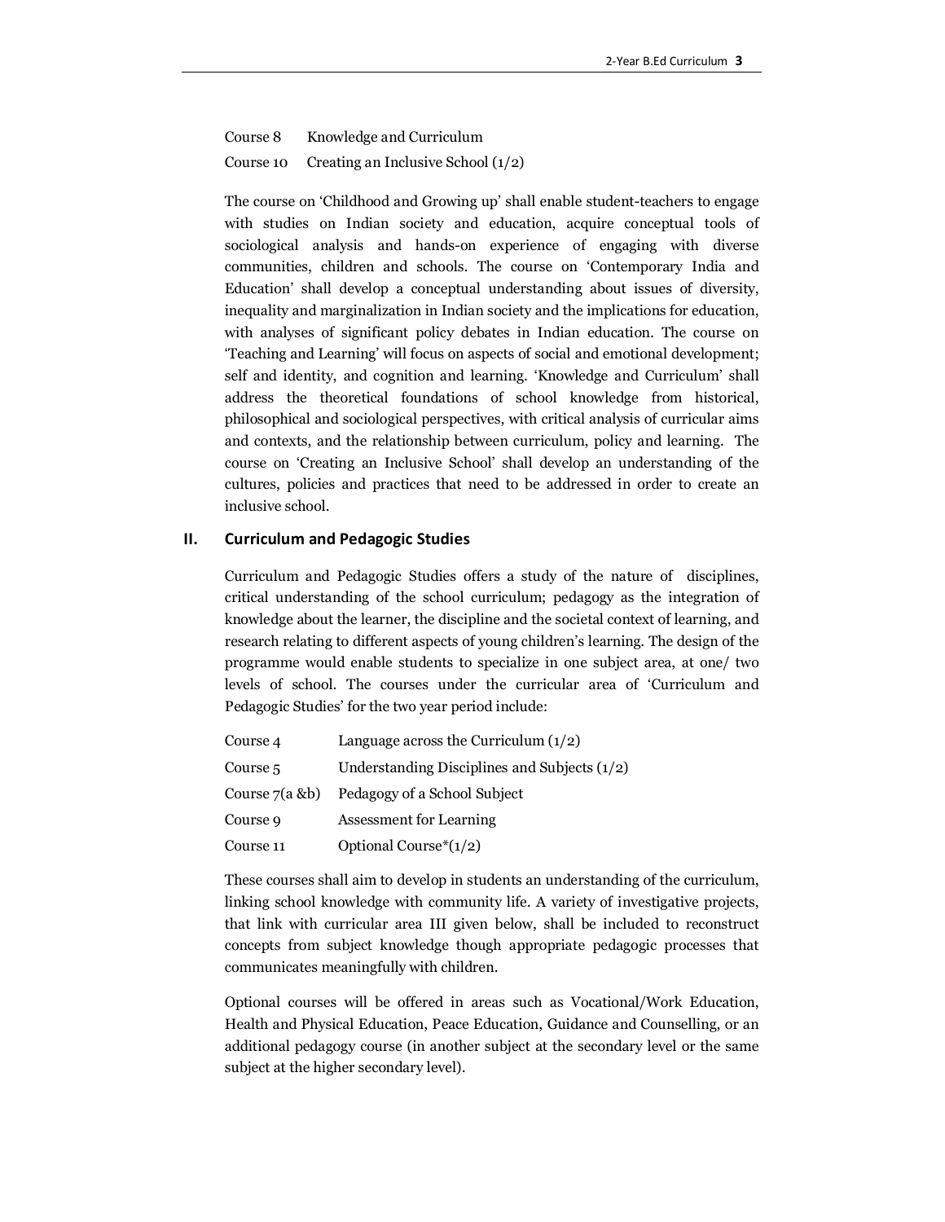| | |
|---|---|
| Course 8 | Knowledge and Curriculum |
| Course 10 | Creating an Inclusive School (1/2) |

The course on 'Childhood and Growing up' shall enable student-teachers to engage with studies on Indian society and education, acquire conceptual tools of sociological analysis and hands-on experience of engaging with diverse communities, children and schools. The course on 'Contemporary India and Education' shall develop a conceptual understanding about issues of diversity, inequality and marginalization in Indian society and the implications for education, with analyses of significant policy debates in Indian education. The course on 'Teaching and Learning' will focus on aspects of social and emotional development; self and identity, and cognition and learning. 'Knowledge and Curriculum' shall address the theoretical foundations of school knowledge from historical, philosophical and sociological perspectives, with critical analysis of curricular aims and contexts, and the relationship between curriculum, policy and learning. The course on 'Creating an Inclusive School' shall develop an understanding of the cultures, policies and practices that need to be addressed in order to create an inclusive school.

## II. Curriculum and Pedagogic Studies

Curriculum and Pedagogic Studies offers a study of the nature of disciplines, critical understanding of the school curriculum; pedagogy as the integration of knowledge about the learner, the discipline and the societal context of learning, and research relating to different aspects of young children's learning. The design of the programme would enable students to specialize in one subject area, at one/ two levels of school. The courses under the curricular area of 'Curriculum and Pedagogic Studies' for the two year period include:

| | |
|---|---|
| Course 4 | Language across the Curriculum (1/2) |
| Course 5 | Understanding Disciplines and Subjects (1/2) |
| Course 7(a &b) | Pedagogy of a School Subject |
| Course 9 | Assessment for Learning |
| Course 11 | Optional Course*(1/2) |

These courses shall aim to develop in students an understanding of the curriculum, linking school knowledge with community life. A variety of investigative projects, that link with curricular area III given below, shall be included to reconstruct concepts from subject knowledge though appropriate pedagogic processes that communicates meaningfully with children.

Optional courses will be offered in areas such as Vocational/Work Education, Health and Physical Education, Peace Education, Guidance and Counselling, or an additional pedagogy course (in another subject at the secondary level or the same subject at the higher secondary level).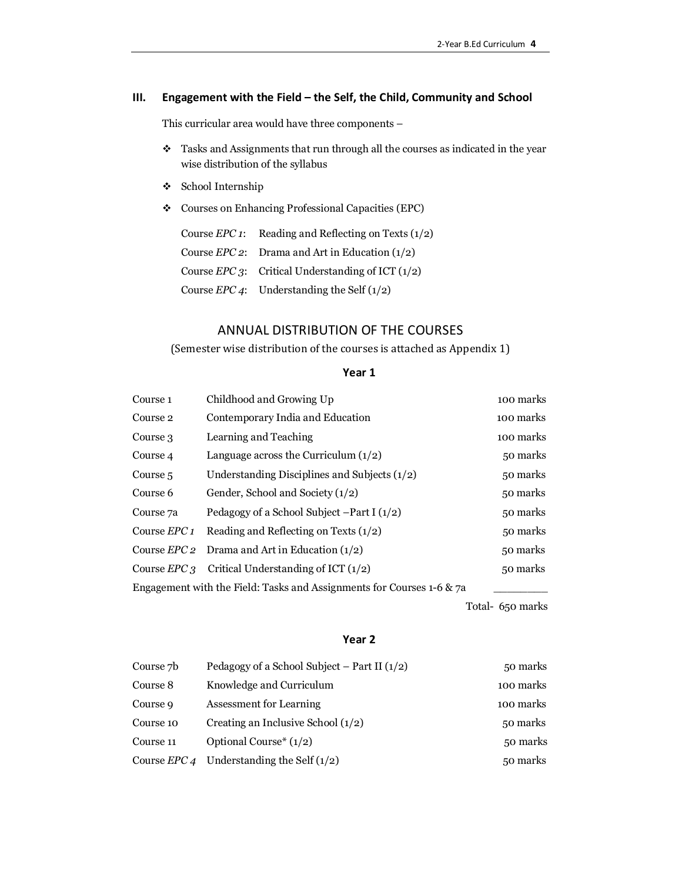### III. Engagement with the Field – the Self, the Child, Community and School

This curricular area would have three components –

- Tasks and Assignments that run through all the courses as indicated in the year wise distribution of the syllabus
- School Internship
- Courses on Enhancing Professional Capacities (EPC)

  Course *EPC 1*: Reading and Reflecting on Texts (1/2)
  
  Course *EPC 2*: Drama and Art in Education (1/2)
  
  Course *EPC 3*: Critical Understanding of ICT (1/2)
  
  Course *EPC 4*: Understanding the Self (1/2)

## ANNUAL DISTRIBUTION OF THE COURSES

(Semester wise distribution of the courses is attached as Appendix 1)

**Year 1**

| | | |
|---|---|---|
| Course 1 | Childhood and Growing Up | 100 marks |
| Course 2 | Contemporary India and Education | 100 marks |
| Course 3 | Learning and Teaching | 100 marks |
| Course 4 | Language across the Curriculum (1/2) | 50 marks |
| Course 5 | Understanding Disciplines and Subjects (1/2) | 50 marks |
| Course 6 | Gender, School and Society (1/2) | 50 marks |
| Course 7a | Pedagogy of a School Subject –Part I (1/2) | 50 marks |
| Course *EPC 1* | Reading and Reflecting on Texts (1/2) | 50 marks |
| Course *EPC 2* | Drama and Art in Education (1/2) | 50 marks |
| Course *EPC 3* | Critical Understanding of ICT (1/2) | 50 marks |
| Engagement with the Field: Tasks and Assignments for Courses 1-6 & 7a | | ________ |
| | | Total- 650 marks |

**Year 2**

| | | |
|---|---|---|
| Course 7b | Pedagogy of a School Subject – Part II (1/2) | 50 marks |
| Course 8 | Knowledge and Curriculum | 100 marks |
| Course 9 | Assessment for Learning | 100 marks |
| Course 10 | Creating an Inclusive School (1/2) | 50 marks |
| Course 11 | Optional Course* (1/2) | 50 marks |
| Course *EPC 4* | Understanding the Self (1/2) | 50 marks |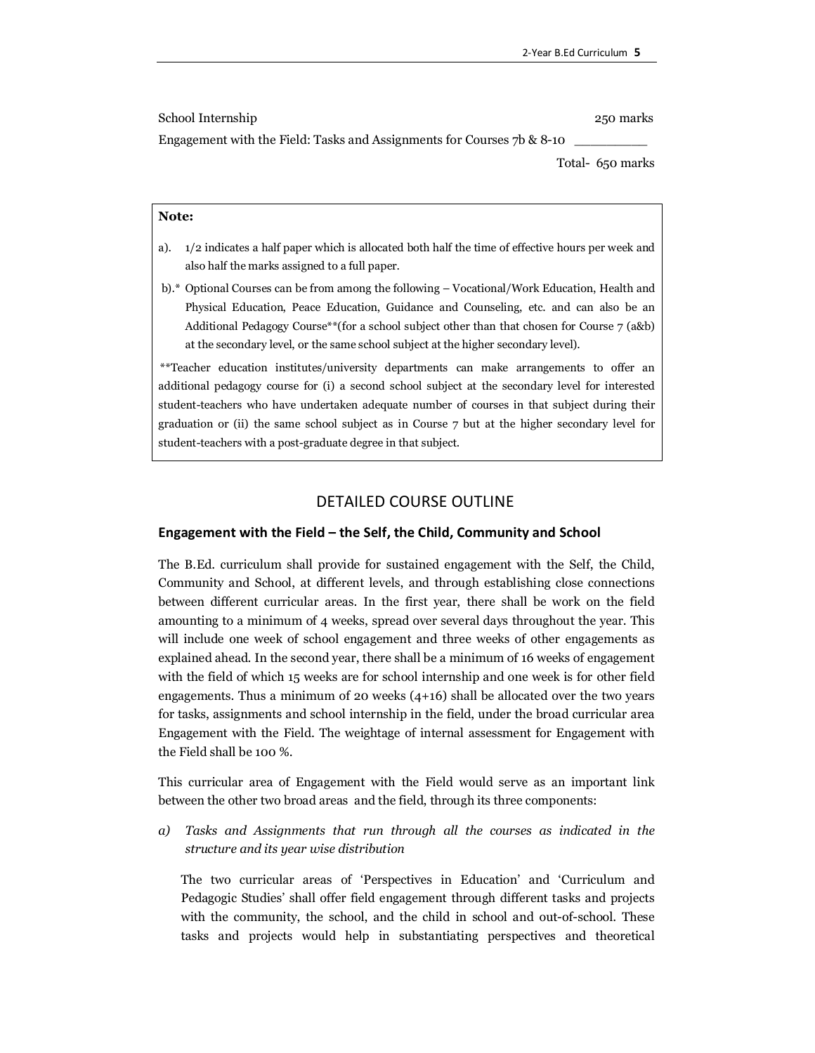| | |
|---|---|
| School Internship | 250 marks |
| Engagement with the Field: Tasks and Assignments for Courses 7b & 8-10 | _________ |
| | Total- 650 marks |

> **Note:**
>
> a). 1/2 indicates a half paper which is allocated both half the time of effective hours per week and also half the marks assigned to a full paper.
>
> b).* Optional Courses can be from among the following – Vocational/Work Education, Health and Physical Education, Peace Education, Guidance and Counseling, etc. and can also be an Additional Pedagogy Course**(for a school subject other than that chosen for Course 7 (a&b) at the secondary level, or the same school subject at the higher secondary level).
>
> **Teacher education institutes/university departments can make arrangements to offer an additional pedagogy course for (i) a second school subject at the secondary level for interested student-teachers who have undertaken adequate number of courses in that subject during their graduation or (ii) the same school subject as in Course 7 but at the higher secondary level for student-teachers with a post-graduate degree in that subject.

## DETAILED COURSE OUTLINE

### Engagement with the Field – the Self, the Child, Community and School

The B.Ed. curriculum shall provide for sustained engagement with the Self, the Child, Community and School, at different levels, and through establishing close connections between different curricular areas. In the first year, there shall be work on the field amounting to a minimum of 4 weeks, spread over several days throughout the year. This will include one week of school engagement and three weeks of other engagements as explained ahead. In the second year, there shall be a minimum of 16 weeks of engagement with the field of which 15 weeks are for school internship and one week is for other field engagements. Thus a minimum of 20 weeks (4+16) shall be allocated over the two years for tasks, assignments and school internship in the field, under the broad curricular area Engagement with the Field. The weightage of internal assessment for Engagement with the Field shall be 100 %.

This curricular area of Engagement with the Field would serve as an important link between the other two broad areas and the field, through its three components:

a) *Tasks and Assignments that run through all the courses as indicated in the structure and its year wise distribution*

The two curricular areas of 'Perspectives in Education' and 'Curriculum and Pedagogic Studies' shall offer field engagement through different tasks and projects with the community, the school, and the child in school and out-of-school. These tasks and projects would help in substantiating perspectives and theoretical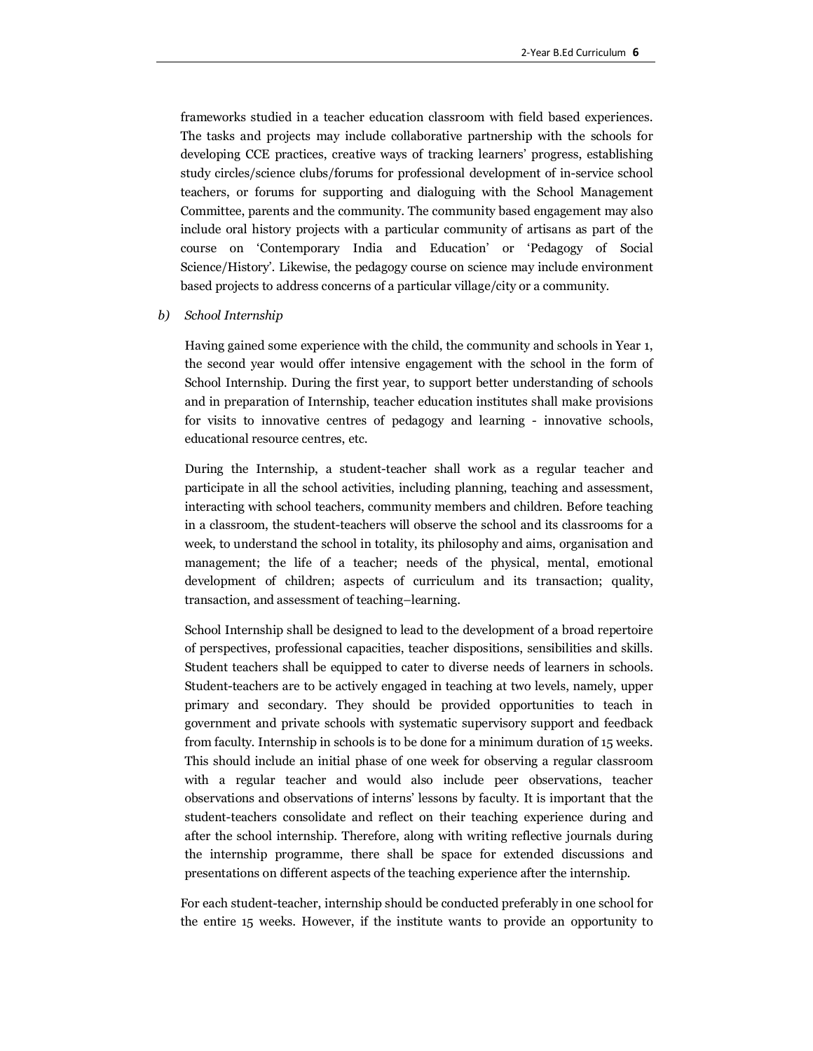frameworks studied in a teacher education classroom with field based experiences. The tasks and projects may include collaborative partnership with the schools for developing CCE practices, creative ways of tracking learners' progress, establishing study circles/science clubs/forums for professional development of in-service school teachers, or forums for supporting and dialoguing with the School Management Committee, parents and the community. The community based engagement may also include oral history projects with a particular community of artisans as part of the course on 'Contemporary India and Education' or 'Pedagogy of Social Science/History'. Likewise, the pedagogy course on science may include environment based projects to address concerns of a particular village/city or a community.

*b) School Internship*

Having gained some experience with the child, the community and schools in Year 1, the second year would offer intensive engagement with the school in the form of School Internship. During the first year, to support better understanding of schools and in preparation of Internship, teacher education institutes shall make provisions for visits to innovative centres of pedagogy and learning - innovative schools, educational resource centres, etc.

During the Internship, a student-teacher shall work as a regular teacher and participate in all the school activities, including planning, teaching and assessment, interacting with school teachers, community members and children. Before teaching in a classroom, the student-teachers will observe the school and its classrooms for a week, to understand the school in totality, its philosophy and aims, organisation and management; the life of a teacher; needs of the physical, mental, emotional development of children; aspects of curriculum and its transaction; quality, transaction, and assessment of teaching–learning.

School Internship shall be designed to lead to the development of a broad repertoire of perspectives, professional capacities, teacher dispositions, sensibilities and skills. Student teachers shall be equipped to cater to diverse needs of learners in schools. Student-teachers are to be actively engaged in teaching at two levels, namely, upper primary and secondary. They should be provided opportunities to teach in government and private schools with systematic supervisory support and feedback from faculty. Internship in schools is to be done for a minimum duration of 15 weeks. This should include an initial phase of one week for observing a regular classroom with a regular teacher and would also include peer observations, teacher observations and observations of interns' lessons by faculty. It is important that the student-teachers consolidate and reflect on their teaching experience during and after the school internship. Therefore, along with writing reflective journals during the internship programme, there shall be space for extended discussions and presentations on different aspects of the teaching experience after the internship.

For each student-teacher, internship should be conducted preferably in one school for the entire 15 weeks. However, if the institute wants to provide an opportunity to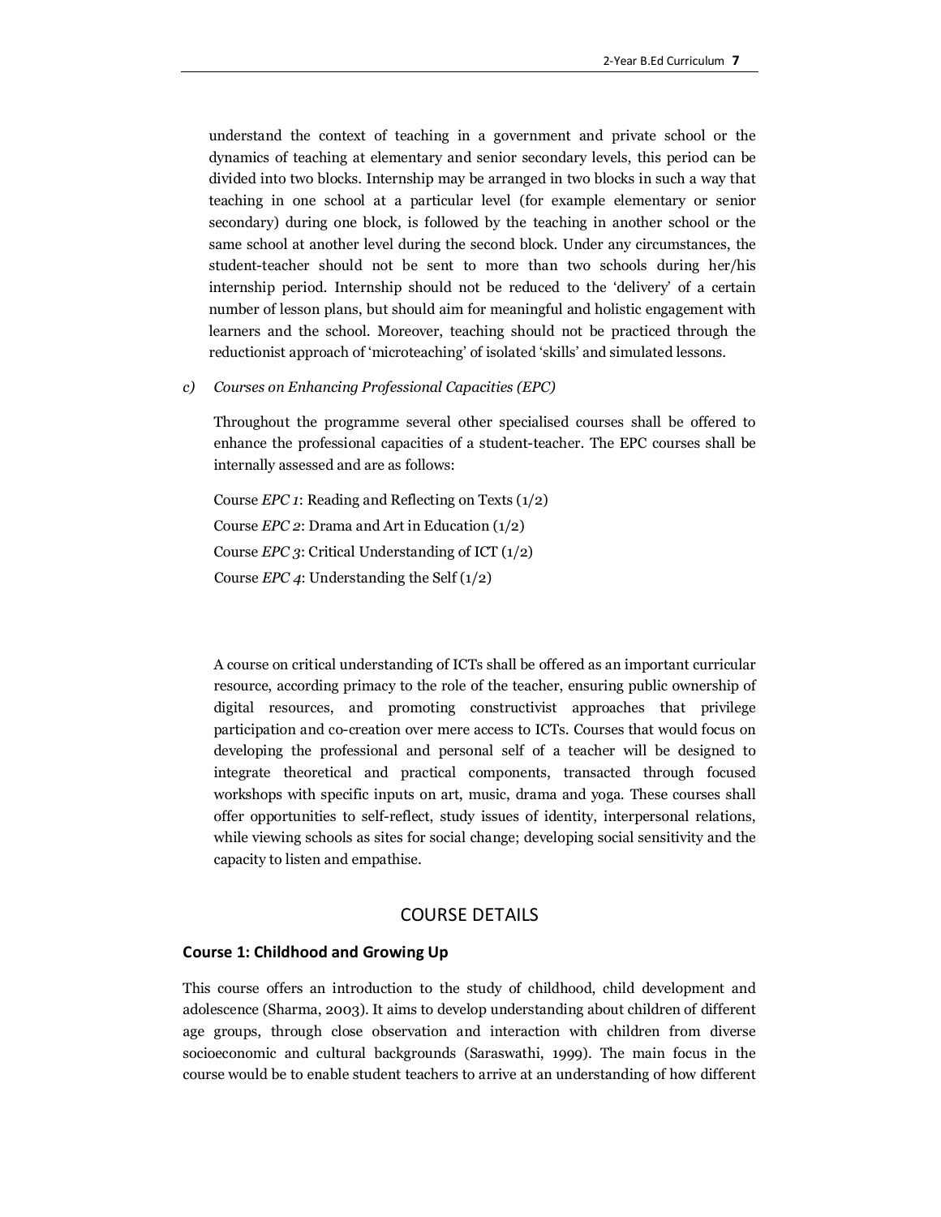understand the context of teaching in a government and private school or the dynamics of teaching at elementary and senior secondary levels, this period can be divided into two blocks. Internship may be arranged in two blocks in such a way that teaching in one school at a particular level (for example elementary or senior secondary) during one block, is followed by the teaching in another school or the same school at another level during the second block. Under any circumstances, the student-teacher should not be sent to more than two schools during her/his internship period. Internship should not be reduced to the 'delivery' of a certain number of lesson plans, but should aim for meaningful and holistic engagement with learners and the school. Moreover, teaching should not be practiced through the reductionist approach of 'microteaching' of isolated 'skills' and simulated lessons.

*c) Courses on Enhancing Professional Capacities (EPC)*

Throughout the programme several other specialised courses shall be offered to enhance the professional capacities of a student-teacher. The EPC courses shall be internally assessed and are as follows:

Course *EPC 1*: Reading and Reflecting on Texts (1/2)

Course *EPC 2*: Drama and Art in Education (1/2)

Course *EPC 3*: Critical Understanding of ICT (1/2)

Course *EPC 4*: Understanding the Self (1/2)

A course on critical understanding of ICTs shall be offered as an important curricular resource, according primacy to the role of the teacher, ensuring public ownership of digital resources, and promoting constructivist approaches that privilege participation and co-creation over mere access to ICTs. Courses that would focus on developing the professional and personal self of a teacher will be designed to integrate theoretical and practical components, transacted through focused workshops with specific inputs on art, music, drama and yoga. These courses shall offer opportunities to self-reflect, study issues of identity, interpersonal relations, while viewing schools as sites for social change; developing social sensitivity and the capacity to listen and empathise.

## COURSE DETAILS

### Course 1: Childhood and Growing Up

This course offers an introduction to the study of childhood, child development and adolescence (Sharma, 2003). It aims to develop understanding about children of different age groups, through close observation and interaction with children from diverse socioeconomic and cultural backgrounds (Saraswathi, 1999). The main focus in the course would be to enable student teachers to arrive at an understanding of how different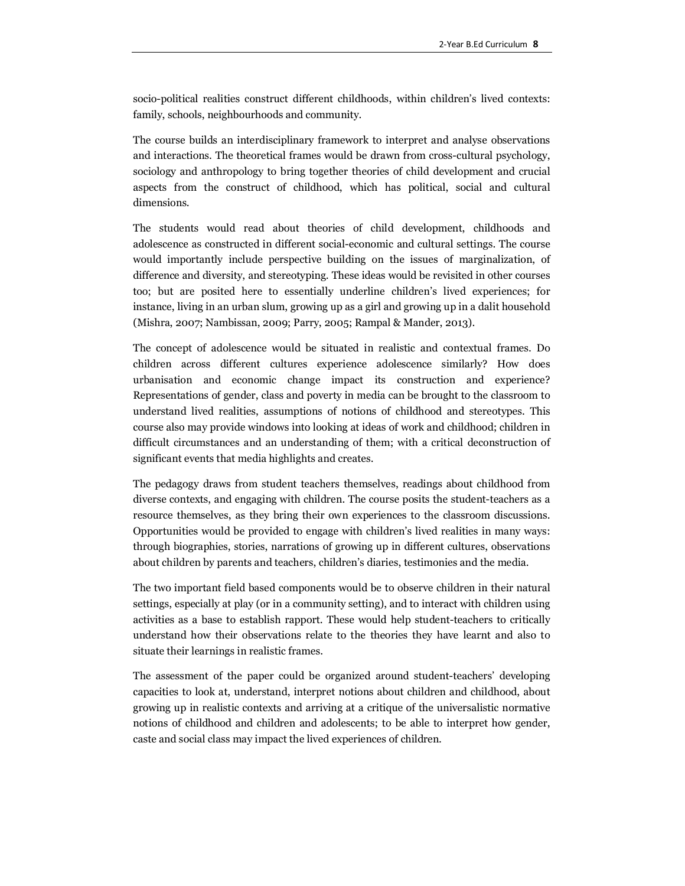socio-political realities construct different childhoods, within children's lived contexts: family, schools, neighbourhoods and community.

The course builds an interdisciplinary framework to interpret and analyse observations and interactions. The theoretical frames would be drawn from cross-cultural psychology, sociology and anthropology to bring together theories of child development and crucial aspects from the construct of childhood, which has political, social and cultural dimensions.

The students would read about theories of child development, childhoods and adolescence as constructed in different social-economic and cultural settings. The course would importantly include perspective building on the issues of marginalization, of difference and diversity, and stereotyping. These ideas would be revisited in other courses too; but are posited here to essentially underline children's lived experiences; for instance, living in an urban slum, growing up as a girl and growing up in a dalit household (Mishra, 2007; Nambissan, 2009; Parry, 2005; Rampal & Mander, 2013).

The concept of adolescence would be situated in realistic and contextual frames. Do children across different cultures experience adolescence similarly? How does urbanisation and economic change impact its construction and experience? Representations of gender, class and poverty in media can be brought to the classroom to understand lived realities, assumptions of notions of childhood and stereotypes. This course also may provide windows into looking at ideas of work and childhood; children in difficult circumstances and an understanding of them; with a critical deconstruction of significant events that media highlights and creates.

The pedagogy draws from student teachers themselves, readings about childhood from diverse contexts, and engaging with children. The course posits the student-teachers as a resource themselves, as they bring their own experiences to the classroom discussions. Opportunities would be provided to engage with children's lived realities in many ways: through biographies, stories, narrations of growing up in different cultures, observations about children by parents and teachers, children's diaries, testimonies and the media.

The two important field based components would be to observe children in their natural settings, especially at play (or in a community setting), and to interact with children using activities as a base to establish rapport. These would help student-teachers to critically understand how their observations relate to the theories they have learnt and also to situate their learnings in realistic frames.

The assessment of the paper could be organized around student-teachers' developing capacities to look at, understand, interpret notions about children and childhood, about growing up in realistic contexts and arriving at a critique of the universalistic normative notions of childhood and children and adolescents; to be able to interpret how gender, caste and social class may impact the lived experiences of children.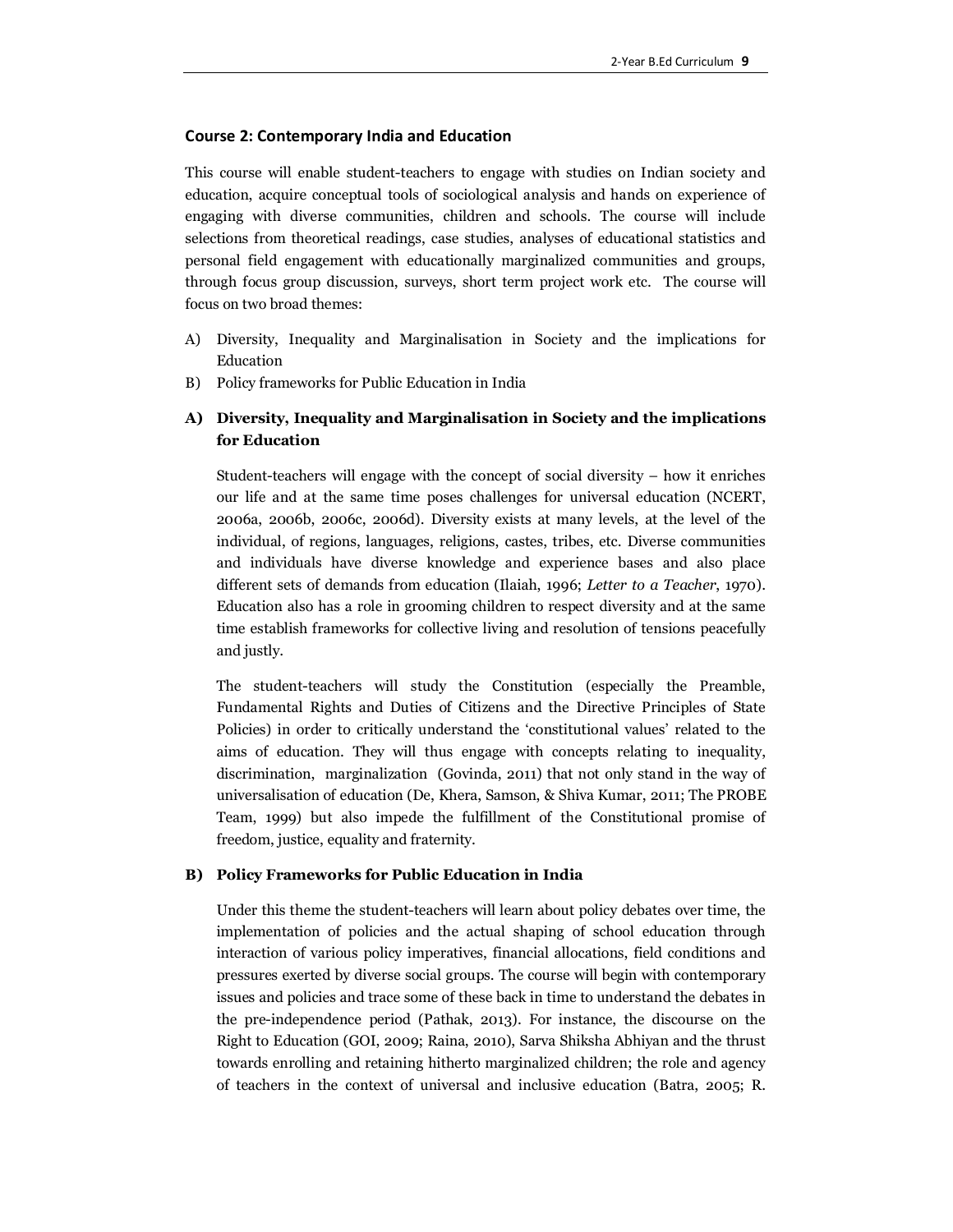## Course 2: Contemporary India and Education

This course will enable student-teachers to engage with studies on Indian society and education, acquire conceptual tools of sociological analysis and hands on experience of engaging with diverse communities, children and schools. The course will include selections from theoretical readings, case studies, analyses of educational statistics and personal field engagement with educationally marginalized communities and groups, through focus group discussion, surveys, short term project work etc. The course will focus on two broad themes:

A) Diversity, Inequality and Marginalisation in Society and the implications for Education

B) Policy frameworks for Public Education in India

### A) Diversity, Inequality and Marginalisation in Society and the implications for Education

Student-teachers will engage with the concept of social diversity – how it enriches our life and at the same time poses challenges for universal education (NCERT, 2006a, 2006b, 2006c, 2006d). Diversity exists at many levels, at the level of the individual, of regions, languages, religions, castes, tribes, etc. Diverse communities and individuals have diverse knowledge and experience bases and also place different sets of demands from education (Ilaiah, 1996; *Letter to a Teacher*, 1970). Education also has a role in grooming children to respect diversity and at the same time establish frameworks for collective living and resolution of tensions peacefully and justly.

The student-teachers will study the Constitution (especially the Preamble, Fundamental Rights and Duties of Citizens and the Directive Principles of State Policies) in order to critically understand the 'constitutional values' related to the aims of education. They will thus engage with concepts relating to inequality, discrimination, marginalization (Govinda, 2011) that not only stand in the way of universalisation of education (De, Khera, Samson, & Shiva Kumar, 2011; The PROBE Team, 1999) but also impede the fulfillment of the Constitutional promise of freedom, justice, equality and fraternity.

### B) Policy Frameworks for Public Education in India

Under this theme the student-teachers will learn about policy debates over time, the implementation of policies and the actual shaping of school education through interaction of various policy imperatives, financial allocations, field conditions and pressures exerted by diverse social groups. The course will begin with contemporary issues and policies and trace some of these back in time to understand the debates in the pre-independence period (Pathak, 2013). For instance, the discourse on the Right to Education (GOI, 2009; Raina, 2010), Sarva Shiksha Abhiyan and the thrust towards enrolling and retaining hitherto marginalized children; the role and agency of teachers in the context of universal and inclusive education (Batra, 2005; R.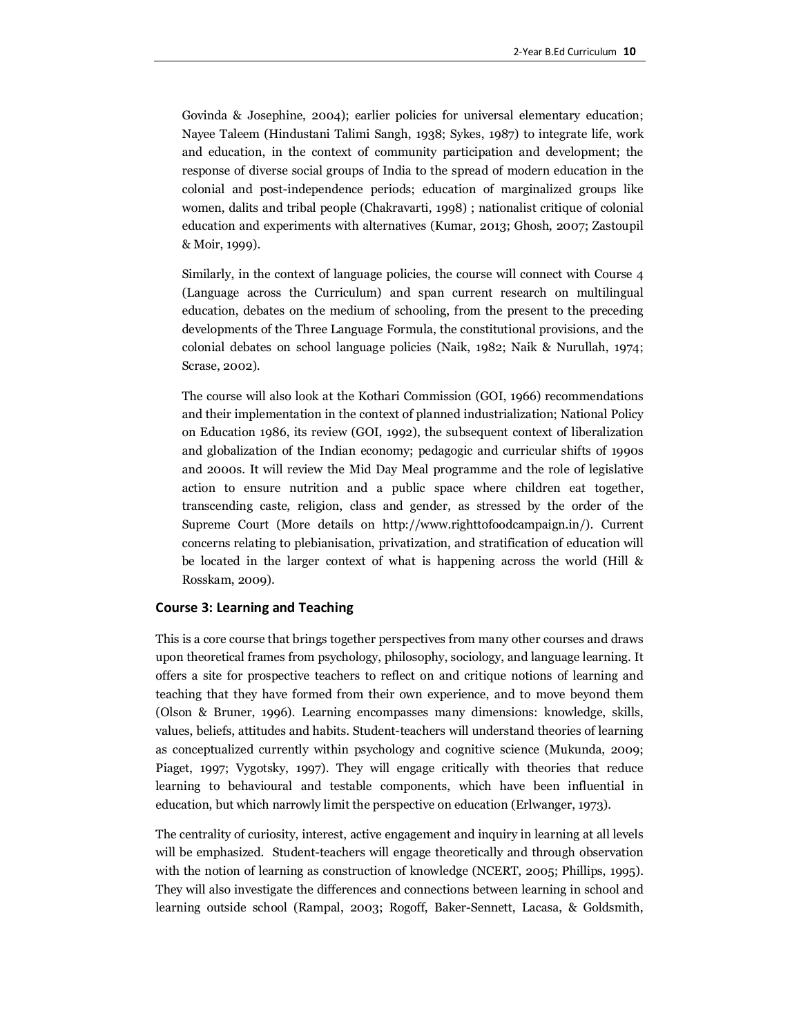Govinda & Josephine, 2004); earlier policies for universal elementary education; Nayee Taleem (Hindustani Talimi Sangh, 1938; Sykes, 1987) to integrate life, work and education, in the context of community participation and development; the response of diverse social groups of India to the spread of modern education in the colonial and post-independence periods; education of marginalized groups like women, dalits and tribal people (Chakravarti, 1998) ; nationalist critique of colonial education and experiments with alternatives (Kumar, 2013; Ghosh, 2007; Zastoupil & Moir, 1999).

Similarly, in the context of language policies, the course will connect with Course 4 (Language across the Curriculum) and span current research on multilingual education, debates on the medium of schooling, from the present to the preceding developments of the Three Language Formula, the constitutional provisions, and the colonial debates on school language policies (Naik, 1982; Naik & Nurullah, 1974; Scrase, 2002).

The course will also look at the Kothari Commission (GOI, 1966) recommendations and their implementation in the context of planned industrialization; National Policy on Education 1986, its review (GOI, 1992), the subsequent context of liberalization and globalization of the Indian economy; pedagogic and curricular shifts of 1990s and 2000s. It will review the Mid Day Meal programme and the role of legislative action to ensure nutrition and a public space where children eat together, transcending caste, religion, class and gender, as stressed by the order of the Supreme Court (More details on http://www.righttofoodcampaign.in/). Current concerns relating to plebianisation, privatization, and stratification of education will be located in the larger context of what is happening across the world (Hill & Rosskam, 2009).

### Course 3: Learning and Teaching

This is a core course that brings together perspectives from many other courses and draws upon theoretical frames from psychology, philosophy, sociology, and language learning. It offers a site for prospective teachers to reflect on and critique notions of learning and teaching that they have formed from their own experience, and to move beyond them (Olson & Bruner, 1996). Learning encompasses many dimensions: knowledge, skills, values, beliefs, attitudes and habits. Student-teachers will understand theories of learning as conceptualized currently within psychology and cognitive science (Mukunda, 2009; Piaget, 1997; Vygotsky, 1997). They will engage critically with theories that reduce learning to behavioural and testable components, which have been influential in education, but which narrowly limit the perspective on education (Erlwanger, 1973).

The centrality of curiosity, interest, active engagement and inquiry in learning at all levels will be emphasized. Student-teachers will engage theoretically and through observation with the notion of learning as construction of knowledge (NCERT, 2005; Phillips, 1995). They will also investigate the differences and connections between learning in school and learning outside school (Rampal, 2003; Rogoff, Baker-Sennett, Lacasa, & Goldsmith,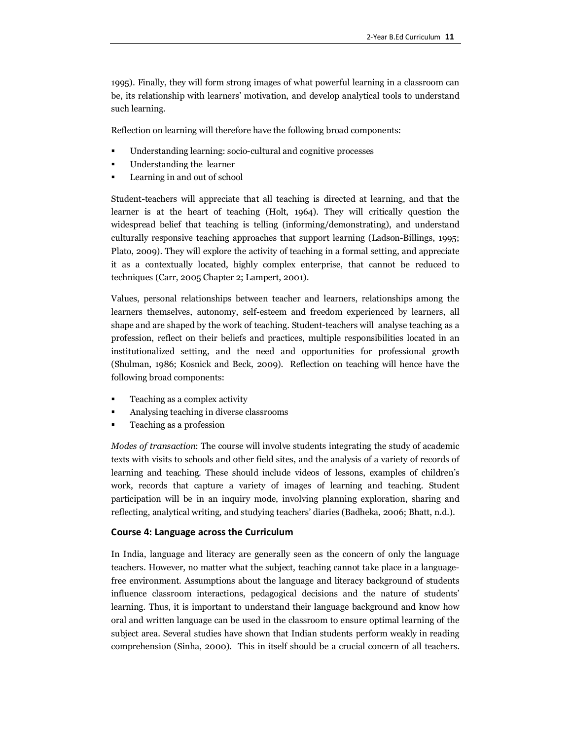1995). Finally, they will form strong images of what powerful learning in a classroom can be, its relationship with learners' motivation, and develop analytical tools to understand such learning.

Reflection on learning will therefore have the following broad components:

- Understanding learning: socio-cultural and cognitive processes
- Understanding the learner
- Learning in and out of school

Student-teachers will appreciate that all teaching is directed at learning, and that the learner is at the heart of teaching (Holt, 1964). They will critically question the widespread belief that teaching is telling (informing/demonstrating), and understand culturally responsive teaching approaches that support learning (Ladson-Billings, 1995; Plato, 2009). They will explore the activity of teaching in a formal setting, and appreciate it as a contextually located, highly complex enterprise, that cannot be reduced to techniques (Carr, 2005 Chapter 2; Lampert, 2001).

Values, personal relationships between teacher and learners, relationships among the learners themselves, autonomy, self-esteem and freedom experienced by learners, all shape and are shaped by the work of teaching. Student-teachers will analyse teaching as a profession, reflect on their beliefs and practices, multiple responsibilities located in an institutionalized setting, and the need and opportunities for professional growth (Shulman, 1986; Kosnick and Beck, 2009). Reflection on teaching will hence have the following broad components:

- Teaching as a complex activity
- Analysing teaching in diverse classrooms
- Teaching as a profession

*Modes of transaction*: The course will involve students integrating the study of academic texts with visits to schools and other field sites, and the analysis of a variety of records of learning and teaching. These should include videos of lessons, examples of children's work, records that capture a variety of images of learning and teaching. Student participation will be in an inquiry mode, involving planning exploration, sharing and reflecting, analytical writing, and studying teachers' diaries (Badheka, 2006; Bhatt, n.d.).

### Course 4: Language across the Curriculum

In India, language and literacy are generally seen as the concern of only the language teachers. However, no matter what the subject, teaching cannot take place in a language-free environment. Assumptions about the language and literacy background of students influence classroom interactions, pedagogical decisions and the nature of students' learning. Thus, it is important to understand their language background and know how oral and written language can be used in the classroom to ensure optimal learning of the subject area. Several studies have shown that Indian students perform weakly in reading comprehension (Sinha, 2000). This in itself should be a crucial concern of all teachers.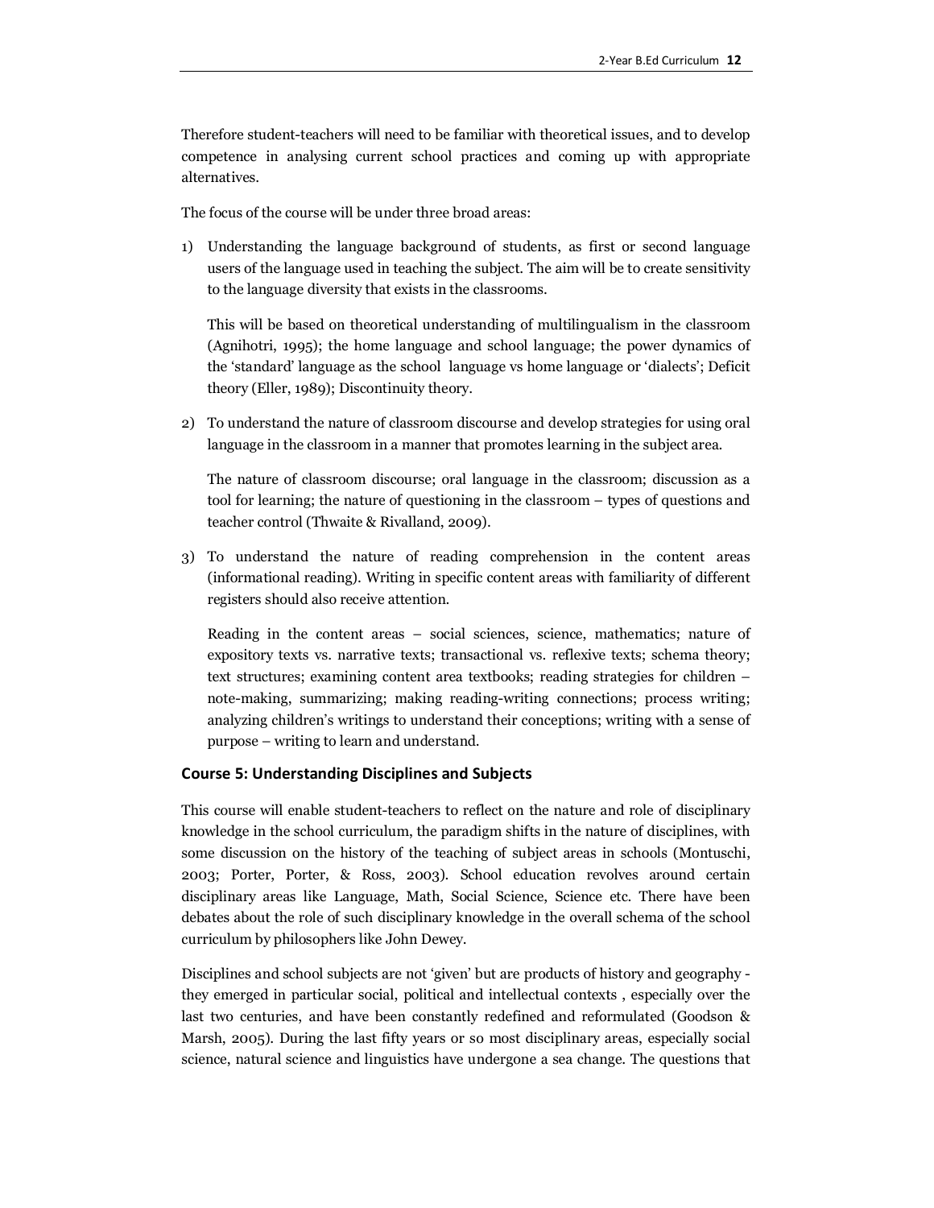Therefore student-teachers will need to be familiar with theoretical issues, and to develop competence in analysing current school practices and coming up with appropriate alternatives.

The focus of the course will be under three broad areas:

1) Understanding the language background of students, as first or second language users of the language used in teaching the subject. The aim will be to create sensitivity to the language diversity that exists in the classrooms.

   This will be based on theoretical understanding of multilingualism in the classroom (Agnihotri, 1995); the home language and school language; the power dynamics of the 'standard' language as the school language vs home language or 'dialects'; Deficit theory (Eller, 1989); Discontinuity theory.

2) To understand the nature of classroom discourse and develop strategies for using oral language in the classroom in a manner that promotes learning in the subject area.

   The nature of classroom discourse; oral language in the classroom; discussion as a tool for learning; the nature of questioning in the classroom – types of questions and teacher control (Thwaite & Rivalland, 2009).

3) To understand the nature of reading comprehension in the content areas (informational reading). Writing in specific content areas with familiarity of different registers should also receive attention.

   Reading in the content areas – social sciences, science, mathematics; nature of expository texts vs. narrative texts; transactional vs. reflexive texts; schema theory; text structures; examining content area textbooks; reading strategies for children – note-making, summarizing; making reading-writing connections; process writing; analyzing children's writings to understand their conceptions; writing with a sense of purpose – writing to learn and understand.

### Course 5: Understanding Disciplines and Subjects

This course will enable student-teachers to reflect on the nature and role of disciplinary knowledge in the school curriculum, the paradigm shifts in the nature of disciplines, with some discussion on the history of the teaching of subject areas in schools (Montuschi, 2003; Porter, Porter, & Ross, 2003). School education revolves around certain disciplinary areas like Language, Math, Social Science, Science etc. There have been debates about the role of such disciplinary knowledge in the overall schema of the school curriculum by philosophers like John Dewey.

Disciplines and school subjects are not 'given' but are products of history and geography - they emerged in particular social, political and intellectual contexts , especially over the last two centuries, and have been constantly redefined and reformulated (Goodson & Marsh, 2005). During the last fifty years or so most disciplinary areas, especially social science, natural science and linguistics have undergone a sea change. The questions that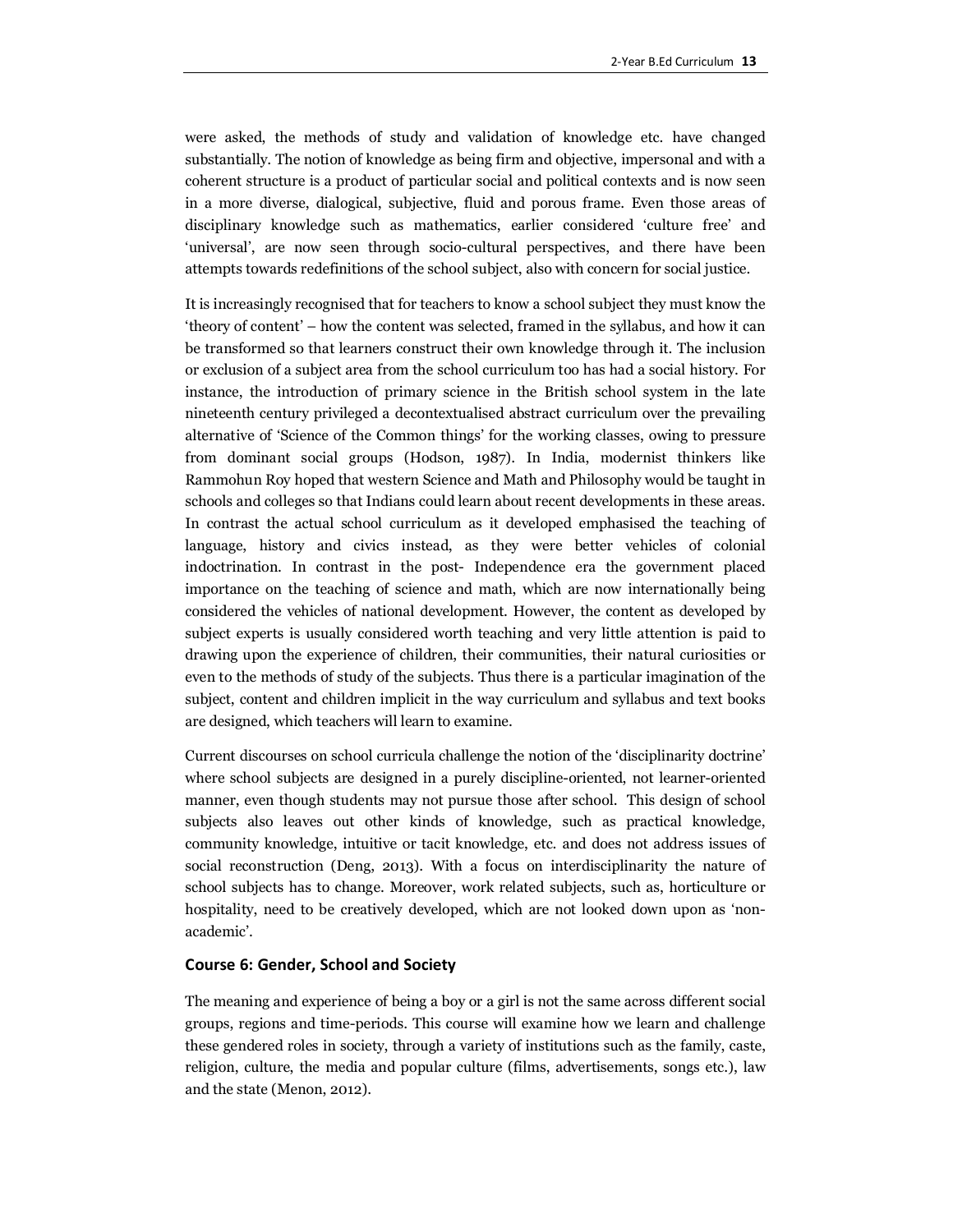were asked, the methods of study and validation of knowledge etc. have changed substantially. The notion of knowledge as being firm and objective, impersonal and with a coherent structure is a product of particular social and political contexts and is now seen in a more diverse, dialogical, subjective, fluid and porous frame. Even those areas of disciplinary knowledge such as mathematics, earlier considered 'culture free' and 'universal', are now seen through socio-cultural perspectives, and there have been attempts towards redefinitions of the school subject, also with concern for social justice.

It is increasingly recognised that for teachers to know a school subject they must know the 'theory of content' – how the content was selected, framed in the syllabus, and how it can be transformed so that learners construct their own knowledge through it. The inclusion or exclusion of a subject area from the school curriculum too has had a social history. For instance, the introduction of primary science in the British school system in the late nineteenth century privileged a decontextualised abstract curriculum over the prevailing alternative of 'Science of the Common things' for the working classes, owing to pressure from dominant social groups (Hodson, 1987). In India, modernist thinkers like Rammohun Roy hoped that western Science and Math and Philosophy would be taught in schools and colleges so that Indians could learn about recent developments in these areas. In contrast the actual school curriculum as it developed emphasised the teaching of language, history and civics instead, as they were better vehicles of colonial indoctrination. In contrast in the post- Independence era the government placed importance on the teaching of science and math, which are now internationally being considered the vehicles of national development. However, the content as developed by subject experts is usually considered worth teaching and very little attention is paid to drawing upon the experience of children, their communities, their natural curiosities or even to the methods of study of the subjects. Thus there is a particular imagination of the subject, content and children implicit in the way curriculum and syllabus and text books are designed, which teachers will learn to examine.

Current discourses on school curricula challenge the notion of the 'disciplinarity doctrine' where school subjects are designed in a purely discipline-oriented, not learner-oriented manner, even though students may not pursue those after school. This design of school subjects also leaves out other kinds of knowledge, such as practical knowledge, community knowledge, intuitive or tacit knowledge, etc. and does not address issues of social reconstruction (Deng, 2013). With a focus on interdisciplinarity the nature of school subjects has to change. Moreover, work related subjects, such as, horticulture or hospitality, need to be creatively developed, which are not looked down upon as 'non-academic'.

### Course 6: Gender, School and Society

The meaning and experience of being a boy or a girl is not the same across different social groups, regions and time-periods. This course will examine how we learn and challenge these gendered roles in society, through a variety of institutions such as the family, caste, religion, culture, the media and popular culture (films, advertisements, songs etc.), law and the state (Menon, 2012).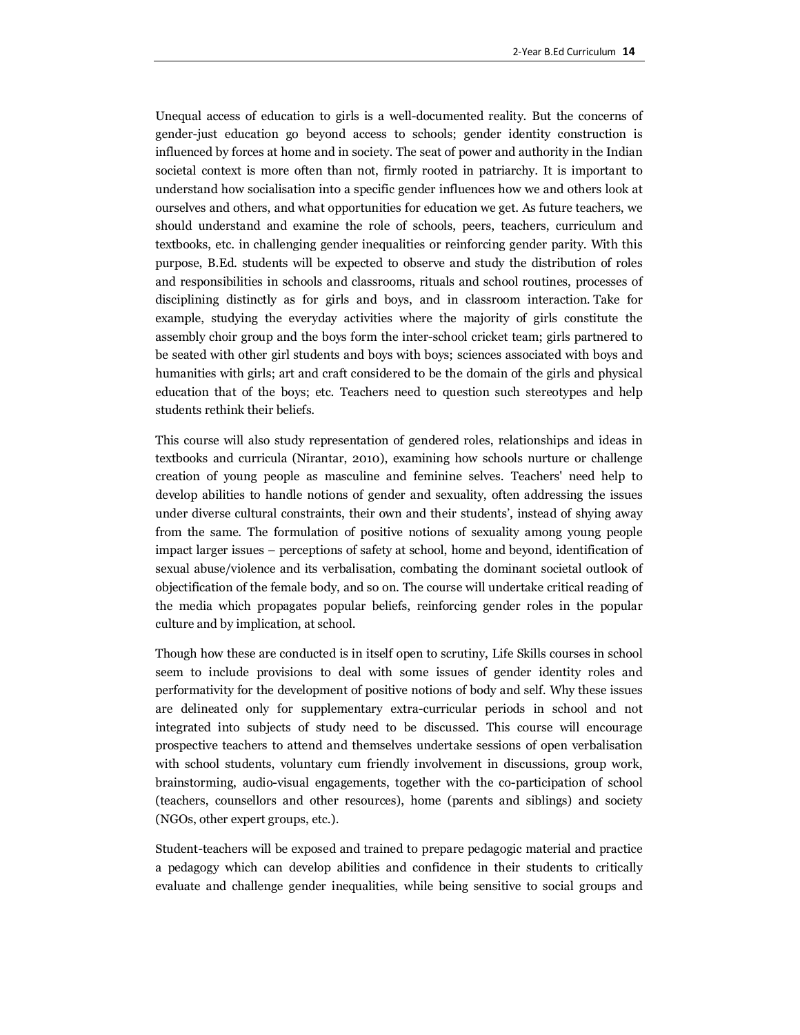Unequal access of education to girls is a well-documented reality. But the concerns of gender-just education go beyond access to schools; gender identity construction is influenced by forces at home and in society. The seat of power and authority in the Indian societal context is more often than not, firmly rooted in patriarchy. It is important to understand how socialisation into a specific gender influences how we and others look at ourselves and others, and what opportunities for education we get. As future teachers, we should understand and examine the role of schools, peers, teachers, curriculum and textbooks, etc. in challenging gender inequalities or reinforcing gender parity. With this purpose, B.Ed. students will be expected to observe and study the distribution of roles and responsibilities in schools and classrooms, rituals and school routines, processes of disciplining distinctly as for girls and boys, and in classroom interaction. Take for example, studying the everyday activities where the majority of girls constitute the assembly choir group and the boys form the inter-school cricket team; girls partnered to be seated with other girl students and boys with boys; sciences associated with boys and humanities with girls; art and craft considered to be the domain of the girls and physical education that of the boys; etc. Teachers need to question such stereotypes and help students rethink their beliefs.

This course will also study representation of gendered roles, relationships and ideas in textbooks and curricula (Nirantar, 2010), examining how schools nurture or challenge creation of young people as masculine and feminine selves. Teachers' need help to develop abilities to handle notions of gender and sexuality, often addressing the issues under diverse cultural constraints, their own and their students', instead of shying away from the same. The formulation of positive notions of sexuality among young people impact larger issues – perceptions of safety at school, home and beyond, identification of sexual abuse/violence and its verbalisation, combating the dominant societal outlook of objectification of the female body, and so on. The course will undertake critical reading of the media which propagates popular beliefs, reinforcing gender roles in the popular culture and by implication, at school.

Though how these are conducted is in itself open to scrutiny, Life Skills courses in school seem to include provisions to deal with some issues of gender identity roles and performativity for the development of positive notions of body and self. Why these issues are delineated only for supplementary extra-curricular periods in school and not integrated into subjects of study need to be discussed. This course will encourage prospective teachers to attend and themselves undertake sessions of open verbalisation with school students, voluntary cum friendly involvement in discussions, group work, brainstorming, audio-visual engagements, together with the co-participation of school (teachers, counsellors and other resources), home (parents and siblings) and society (NGOs, other expert groups, etc.).

Student-teachers will be exposed and trained to prepare pedagogic material and practice a pedagogy which can develop abilities and confidence in their students to critically evaluate and challenge gender inequalities, while being sensitive to social groups and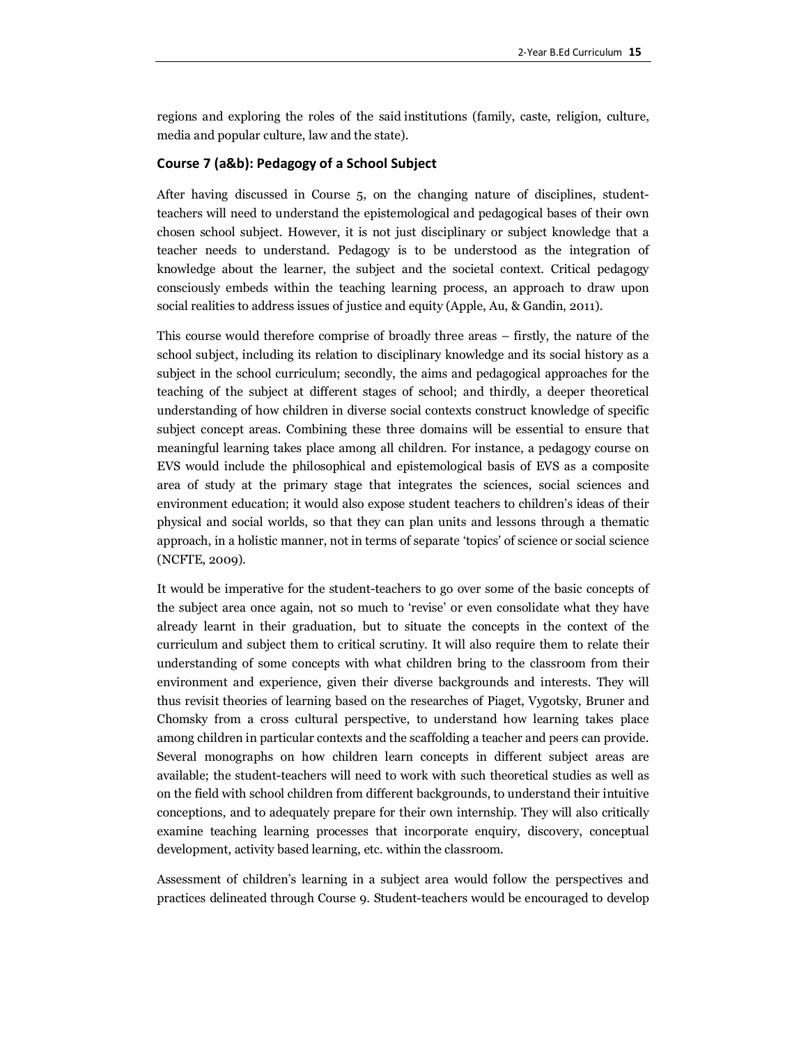regions and exploring the roles of the said institutions (family, caste, religion, culture, media and popular culture, law and the state).

### Course 7 (a&b): Pedagogy of a School Subject

After having discussed in Course 5, on the changing nature of disciplines, student-teachers will need to understand the epistemological and pedagogical bases of their own chosen school subject. However, it is not just disciplinary or subject knowledge that a teacher needs to understand. Pedagogy is to be understood as the integration of knowledge about the learner, the subject and the societal context. Critical pedagogy consciously embeds within the teaching learning process, an approach to draw upon social realities to address issues of justice and equity (Apple, Au, & Gandin, 2011).

This course would therefore comprise of broadly three areas – firstly, the nature of the school subject, including its relation to disciplinary knowledge and its social history as a subject in the school curriculum; secondly, the aims and pedagogical approaches for the teaching of the subject at different stages of school; and thirdly, a deeper theoretical understanding of how children in diverse social contexts construct knowledge of specific subject concept areas. Combining these three domains will be essential to ensure that meaningful learning takes place among all children. For instance, a pedagogy course on EVS would include the philosophical and epistemological basis of EVS as a composite area of study at the primary stage that integrates the sciences, social sciences and environment education; it would also expose student teachers to children's ideas of their physical and social worlds, so that they can plan units and lessons through a thematic approach, in a holistic manner, not in terms of separate 'topics' of science or social science (NCFTE, 2009).

It would be imperative for the student-teachers to go over some of the basic concepts of the subject area once again, not so much to 'revise' or even consolidate what they have already learnt in their graduation, but to situate the concepts in the context of the curriculum and subject them to critical scrutiny. It will also require them to relate their understanding of some concepts with what children bring to the classroom from their environment and experience, given their diverse backgrounds and interests. They will thus revisit theories of learning based on the researches of Piaget, Vygotsky, Bruner and Chomsky from a cross cultural perspective, to understand how learning takes place among children in particular contexts and the scaffolding a teacher and peers can provide. Several monographs on how children learn concepts in different subject areas are available; the student-teachers will need to work with such theoretical studies as well as on the field with school children from different backgrounds, to understand their intuitive conceptions, and to adequately prepare for their own internship. They will also critically examine teaching learning processes that incorporate enquiry, discovery, conceptual development, activity based learning, etc. within the classroom.

Assessment of children's learning in a subject area would follow the perspectives and practices delineated through Course 9. Student-teachers would be encouraged to develop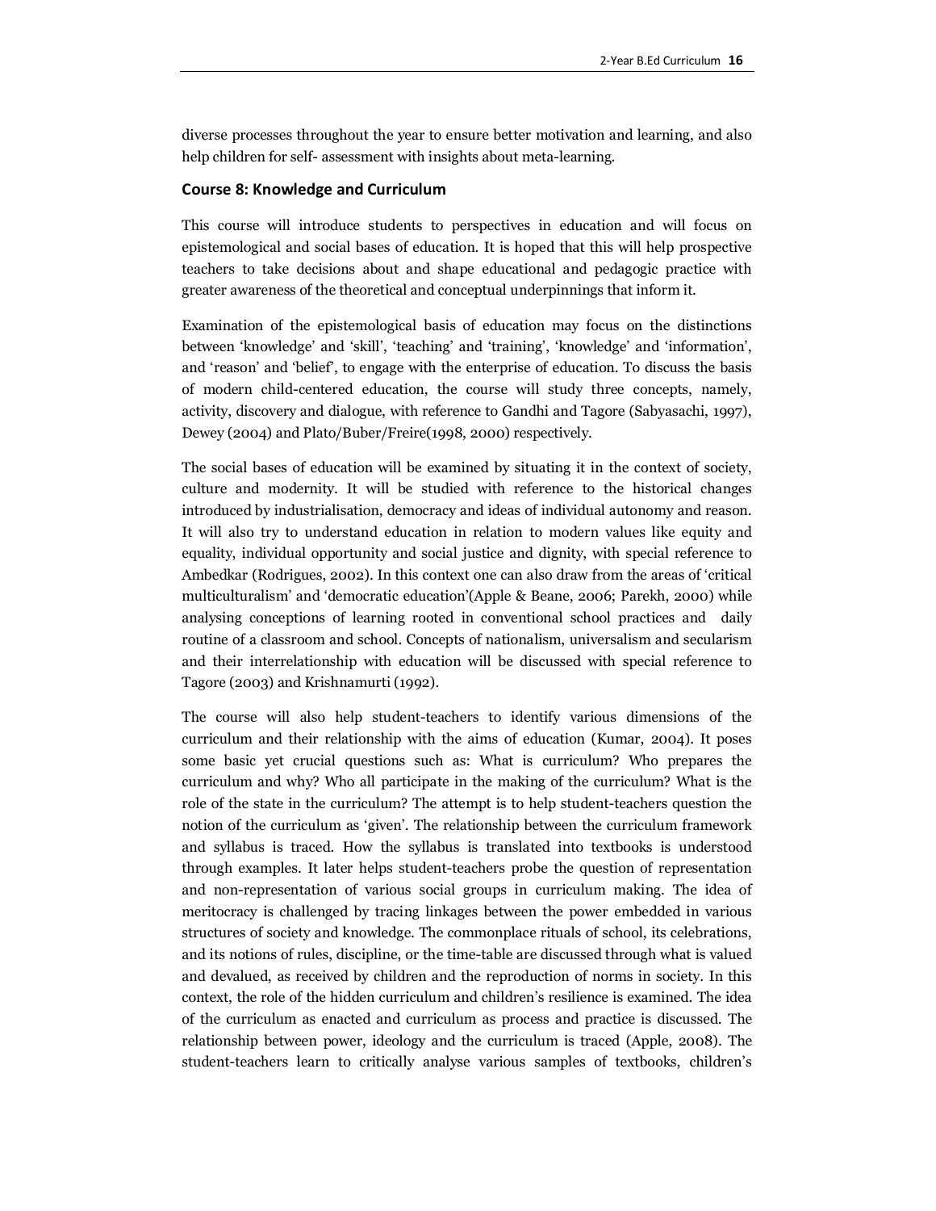diverse processes throughout the year to ensure better motivation and learning, and also help children for self- assessment with insights about meta-learning.

### Course 8: Knowledge and Curriculum

This course will introduce students to perspectives in education and will focus on epistemological and social bases of education. It is hoped that this will help prospective teachers to take decisions about and shape educational and pedagogic practice with greater awareness of the theoretical and conceptual underpinnings that inform it.

Examination of the epistemological basis of education may focus on the distinctions between 'knowledge' and 'skill', 'teaching' and 'training', 'knowledge' and 'information', and 'reason' and 'belief', to engage with the enterprise of education. To discuss the basis of modern child-centered education, the course will study three concepts, namely, activity, discovery and dialogue, with reference to Gandhi and Tagore (Sabyasachi, 1997), Dewey (2004) and Plato/Buber/Freire(1998, 2000) respectively.

The social bases of education will be examined by situating it in the context of society, culture and modernity. It will be studied with reference to the historical changes introduced by industrialisation, democracy and ideas of individual autonomy and reason. It will also try to understand education in relation to modern values like equity and equality, individual opportunity and social justice and dignity, with special reference to Ambedkar (Rodrigues, 2002). In this context one can also draw from the areas of 'critical multiculturalism' and 'democratic education'(Apple & Beane, 2006; Parekh, 2000) while analysing conceptions of learning rooted in conventional school practices and daily routine of a classroom and school. Concepts of nationalism, universalism and secularism and their interrelationship with education will be discussed with special reference to Tagore (2003) and Krishnamurti (1992).

The course will also help student-teachers to identify various dimensions of the curriculum and their relationship with the aims of education (Kumar, 2004). It poses some basic yet crucial questions such as: What is curriculum? Who prepares the curriculum and why? Who all participate in the making of the curriculum? What is the role of the state in the curriculum? The attempt is to help student-teachers question the notion of the curriculum as 'given'. The relationship between the curriculum framework and syllabus is traced. How the syllabus is translated into textbooks is understood through examples. It later helps student-teachers probe the question of representation and non-representation of various social groups in curriculum making. The idea of meritocracy is challenged by tracing linkages between the power embedded in various structures of society and knowledge. The commonplace rituals of school, its celebrations, and its notions of rules, discipline, or the time-table are discussed through what is valued and devalued, as received by children and the reproduction of norms in society. In this context, the role of the hidden curriculum and children's resilience is examined. The idea of the curriculum as enacted and curriculum as process and practice is discussed. The relationship between power, ideology and the curriculum is traced (Apple, 2008). The student-teachers learn to critically analyse various samples of textbooks, children's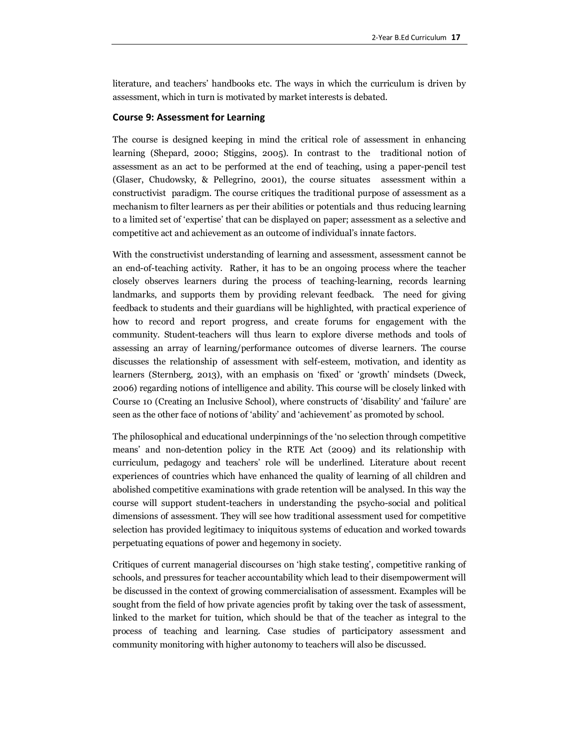literature, and teachers' handbooks etc. The ways in which the curriculum is driven by assessment, which in turn is motivated by market interests is debated.

### Course 9: Assessment for Learning

The course is designed keeping in mind the critical role of assessment in enhancing learning (Shepard, 2000; Stiggins, 2005). In contrast to the traditional notion of assessment as an act to be performed at the end of teaching, using a paper-pencil test (Glaser, Chudowsky, & Pellegrino, 2001), the course situates assessment within a constructivist paradigm. The course critiques the traditional purpose of assessment as a mechanism to filter learners as per their abilities or potentials and thus reducing learning to a limited set of 'expertise' that can be displayed on paper; assessment as a selective and competitive act and achievement as an outcome of individual's innate factors.

With the constructivist understanding of learning and assessment, assessment cannot be an end-of-teaching activity. Rather, it has to be an ongoing process where the teacher closely observes learners during the process of teaching-learning, records learning landmarks, and supports them by providing relevant feedback. The need for giving feedback to students and their guardians will be highlighted, with practical experience of how to record and report progress, and create forums for engagement with the community. Student-teachers will thus learn to explore diverse methods and tools of assessing an array of learning/performance outcomes of diverse learners. The course discusses the relationship of assessment with self-esteem, motivation, and identity as learners (Sternberg, 2013), with an emphasis on 'fixed' or 'growth' mindsets (Dweck, 2006) regarding notions of intelligence and ability. This course will be closely linked with Course 10 (Creating an Inclusive School), where constructs of 'disability' and 'failure' are seen as the other face of notions of 'ability' and 'achievement' as promoted by school.

The philosophical and educational underpinnings of the 'no selection through competitive means' and non-detention policy in the RTE Act (2009) and its relationship with curriculum, pedagogy and teachers' role will be underlined. Literature about recent experiences of countries which have enhanced the quality of learning of all children and abolished competitive examinations with grade retention will be analysed. In this way the course will support student-teachers in understanding the psycho-social and political dimensions of assessment. They will see how traditional assessment used for competitive selection has provided legitimacy to iniquitous systems of education and worked towards perpetuating equations of power and hegemony in society.

Critiques of current managerial discourses on 'high stake testing', competitive ranking of schools, and pressures for teacher accountability which lead to their disempowerment will be discussed in the context of growing commercialisation of assessment. Examples will be sought from the field of how private agencies profit by taking over the task of assessment, linked to the market for tuition, which should be that of the teacher as integral to the process of teaching and learning. Case studies of participatory assessment and community monitoring with higher autonomy to teachers will also be discussed.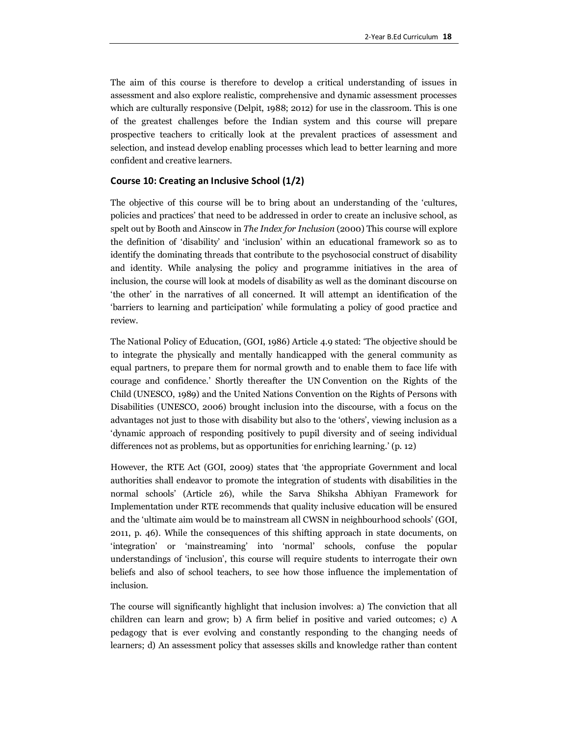The aim of this course is therefore to develop a critical understanding of issues in assessment and also explore realistic, comprehensive and dynamic assessment processes which are culturally responsive (Delpit, 1988; 2012) for use in the classroom. This is one of the greatest challenges before the Indian system and this course will prepare prospective teachers to critically look at the prevalent practices of assessment and selection, and instead develop enabling processes which lead to better learning and more confident and creative learners.

### Course 10: Creating an Inclusive School (1/2)

The objective of this course will be to bring about an understanding of the 'cultures, policies and practices' that need to be addressed in order to create an inclusive school, as spelt out by Booth and Ainscow in *The Index for Inclusion* (2000) This course will explore the definition of 'disability' and 'inclusion' within an educational framework so as to identify the dominating threads that contribute to the psychosocial construct of disability and identity. While analysing the policy and programme initiatives in the area of inclusion, the course will look at models of disability as well as the dominant discourse on 'the other' in the narratives of all concerned. It will attempt an identification of the 'barriers to learning and participation' while formulating a policy of good practice and review.

The National Policy of Education, (GOI, 1986) Article 4.9 stated: 'The objective should be to integrate the physically and mentally handicapped with the general community as equal partners, to prepare them for normal growth and to enable them to face life with courage and confidence.' Shortly thereafter the UN Convention on the Rights of the Child (UNESCO, 1989) and the United Nations Convention on the Rights of Persons with Disabilities (UNESCO, 2006) brought inclusion into the discourse, with a focus on the advantages not just to those with disability but also to the 'others', viewing inclusion as a 'dynamic approach of responding positively to pupil diversity and of seeing individual differences not as problems, but as opportunities for enriching learning.' (p. 12)

However, the RTE Act (GOI, 2009) states that 'the appropriate Government and local authorities shall endeavor to promote the integration of students with disabilities in the normal schools' (Article 26), while the Sarva Shiksha Abhiyan Framework for Implementation under RTE recommends that quality inclusive education will be ensured and the 'ultimate aim would be to mainstream all CWSN in neighbourhood schools' (GOI, 2011, p. 46). While the consequences of this shifting approach in state documents, on 'integration' or 'mainstreaming' into 'normal' schools, confuse the popular understandings of 'inclusion', this course will require students to interrogate their own beliefs and also of school teachers, to see how those influence the implementation of inclusion.

The course will significantly highlight that inclusion involves: a) The conviction that all children can learn and grow; b) A firm belief in positive and varied outcomes; c) A pedagogy that is ever evolving and constantly responding to the changing needs of learners; d) An assessment policy that assesses skills and knowledge rather than content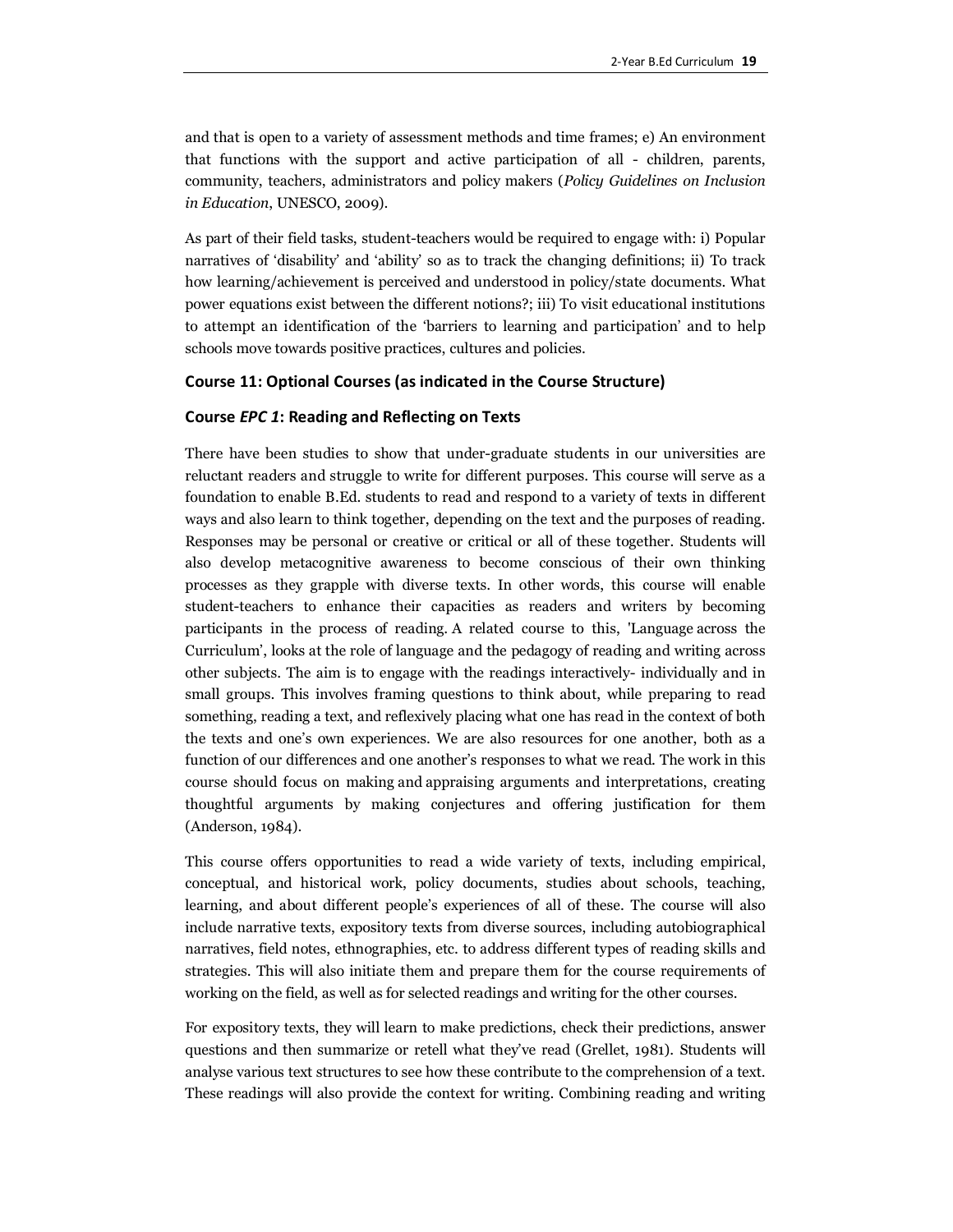and that is open to a variety of assessment methods and time frames; e) An environment that functions with the support and active participation of all - children, parents, community, teachers, administrators and policy makers (*Policy Guidelines on Inclusion in Education*, UNESCO, 2009).

As part of their field tasks, student-teachers would be required to engage with: i) Popular narratives of 'disability' and 'ability' so as to track the changing definitions; ii) To track how learning/achievement is perceived and understood in policy/state documents. What power equations exist between the different notions?; iii) To visit educational institutions to attempt an identification of the 'barriers to learning and participation' and to help schools move towards positive practices, cultures and policies.

### Course 11: Optional Courses (as indicated in the Course Structure)

### Course *EPC 1*: Reading and Reflecting on Texts

There have been studies to show that under-graduate students in our universities are reluctant readers and struggle to write for different purposes. This course will serve as a foundation to enable B.Ed. students to read and respond to a variety of texts in different ways and also learn to think together, depending on the text and the purposes of reading. Responses may be personal or creative or critical or all of these together. Students will also develop metacognitive awareness to become conscious of their own thinking processes as they grapple with diverse texts. In other words, this course will enable student-teachers to enhance their capacities as readers and writers by becoming participants in the process of reading. A related course to this, 'Language across the Curriculum', looks at the role of language and the pedagogy of reading and writing across other subjects. The aim is to engage with the readings interactively- individually and in small groups. This involves framing questions to think about, while preparing to read something, reading a text, and reflexively placing what one has read in the context of both the texts and one's own experiences. We are also resources for one another, both as a function of our differences and one another's responses to what we read. The work in this course should focus on making and appraising arguments and interpretations, creating thoughtful arguments by making conjectures and offering justification for them (Anderson, 1984).

This course offers opportunities to read a wide variety of texts, including empirical, conceptual, and historical work, policy documents, studies about schools, teaching, learning, and about different people's experiences of all of these. The course will also include narrative texts, expository texts from diverse sources, including autobiographical narratives, field notes, ethnographies, etc. to address different types of reading skills and strategies. This will also initiate them and prepare them for the course requirements of working on the field, as well as for selected readings and writing for the other courses.

For expository texts, they will learn to make predictions, check their predictions, answer questions and then summarize or retell what they've read (Grellet, 1981). Students will analyse various text structures to see how these contribute to the comprehension of a text. These readings will also provide the context for writing. Combining reading and writing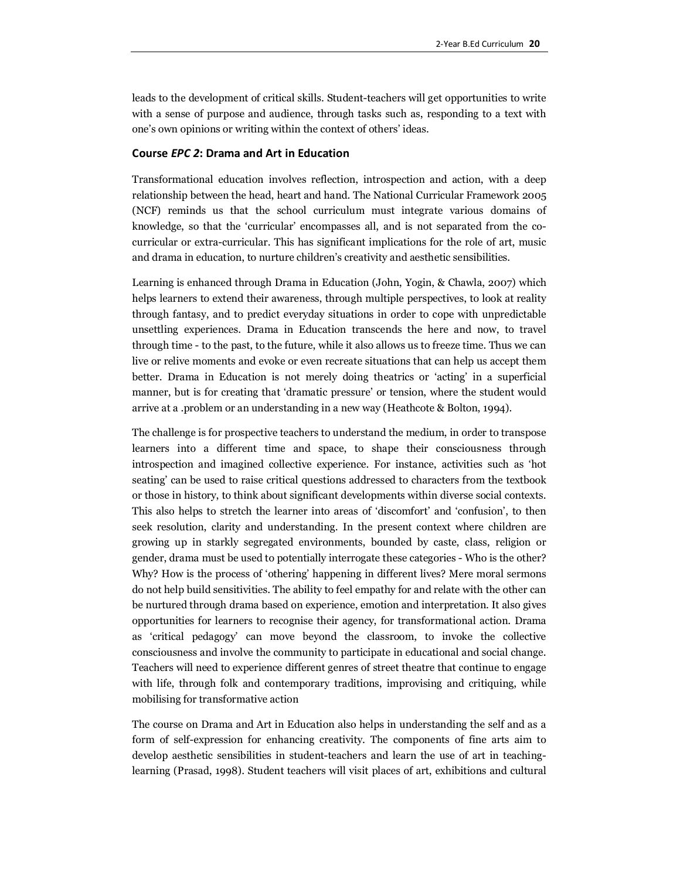leads to the development of critical skills. Student-teachers will get opportunities to write with a sense of purpose and audience, through tasks such as, responding to a text with one's own opinions or writing within the context of others' ideas.

### Course *EPC 2*: Drama and Art in Education

Transformational education involves reflection, introspection and action, with a deep relationship between the head, heart and hand. The National Curricular Framework 2005 (NCF) reminds us that the school curriculum must integrate various domains of knowledge, so that the 'curricular' encompasses all, and is not separated from the co-curricular or extra-curricular. This has significant implications for the role of art, music and drama in education, to nurture children's creativity and aesthetic sensibilities.

Learning is enhanced through Drama in Education (John, Yogin, & Chawla, 2007) which helps learners to extend their awareness, through multiple perspectives, to look at reality through fantasy, and to predict everyday situations in order to cope with unpredictable unsettling experiences. Drama in Education transcends the here and now, to travel through time - to the past, to the future, while it also allows us to freeze time. Thus we can live or relive moments and evoke or even recreate situations that can help us accept them better. Drama in Education is not merely doing theatrics or 'acting' in a superficial manner, but is for creating that 'dramatic pressure' or tension, where the student would arrive at a .problem or an understanding in a new way (Heathcote & Bolton, 1994).

The challenge is for prospective teachers to understand the medium, in order to transpose learners into a different time and space, to shape their consciousness through introspection and imagined collective experience. For instance, activities such as 'hot seating' can be used to raise critical questions addressed to characters from the textbook or those in history, to think about significant developments within diverse social contexts. This also helps to stretch the learner into areas of 'discomfort' and 'confusion', to then seek resolution, clarity and understanding. In the present context where children are growing up in starkly segregated environments, bounded by caste, class, religion or gender, drama must be used to potentially interrogate these categories - Who is the other? Why? How is the process of 'othering' happening in different lives? Mere moral sermons do not help build sensitivities. The ability to feel empathy for and relate with the other can be nurtured through drama based on experience, emotion and interpretation. It also gives opportunities for learners to recognise their agency, for transformational action. Drama as 'critical pedagogy' can move beyond the classroom, to invoke the collective consciousness and involve the community to participate in educational and social change. Teachers will need to experience different genres of street theatre that continue to engage with life, through folk and contemporary traditions, improvising and critiquing, while mobilising for transformative action

The course on Drama and Art in Education also helps in understanding the self and as a form of self-expression for enhancing creativity. The components of fine arts aim to develop aesthetic sensibilities in student-teachers and learn the use of art in teaching-learning (Prasad, 1998). Student teachers will visit places of art, exhibitions and cultural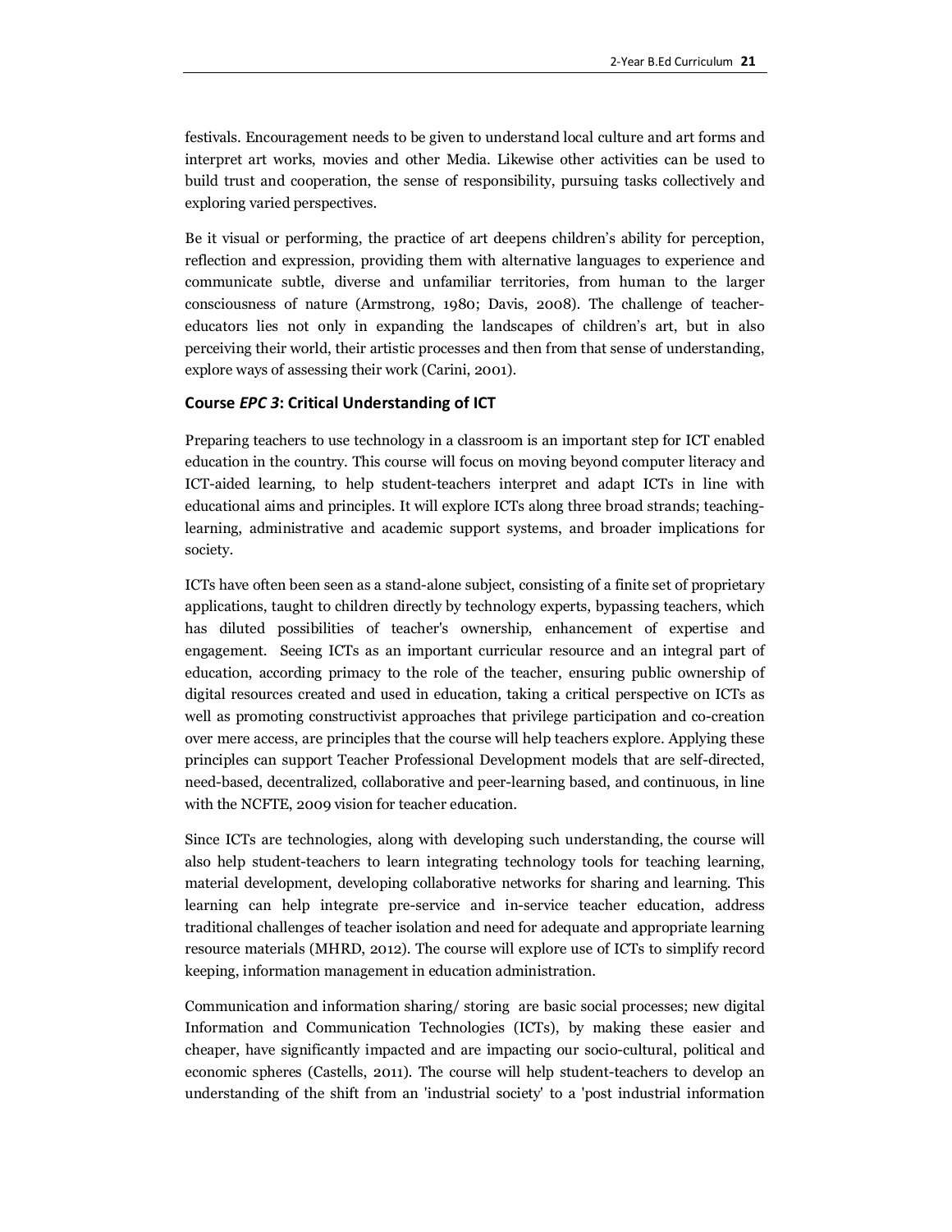festivals. Encouragement needs to be given to understand local culture and art forms and interpret art works, movies and other Media. Likewise other activities can be used to build trust and cooperation, the sense of responsibility, pursuing tasks collectively and exploring varied perspectives.

Be it visual or performing, the practice of art deepens children's ability for perception, reflection and expression, providing them with alternative languages to experience and communicate subtle, diverse and unfamiliar territories, from human to the larger consciousness of nature (Armstrong, 1980; Davis, 2008). The challenge of teacher-educators lies not only in expanding the landscapes of children's art, but in also perceiving their world, their artistic processes and then from that sense of understanding, explore ways of assessing their work (Carini, 2001).

### Course *EPC 3*: Critical Understanding of ICT

Preparing teachers to use technology in a classroom is an important step for ICT enabled education in the country. This course will focus on moving beyond computer literacy and ICT-aided learning, to help student-teachers interpret and adapt ICTs in line with educational aims and principles. It will explore ICTs along three broad strands; teaching-learning, administrative and academic support systems, and broader implications for society.

ICTs have often been seen as a stand-alone subject, consisting of a finite set of proprietary applications, taught to children directly by technology experts, bypassing teachers, which has diluted possibilities of teacher's ownership, enhancement of expertise and engagement. Seeing ICTs as an important curricular resource and an integral part of education, according primacy to the role of the teacher, ensuring public ownership of digital resources created and used in education, taking a critical perspective on ICTs as well as promoting constructivist approaches that privilege participation and co-creation over mere access, are principles that the course will help teachers explore. Applying these principles can support Teacher Professional Development models that are self-directed, need-based, decentralized, collaborative and peer-learning based, and continuous, in line with the NCFTE, 2009 vision for teacher education.

Since ICTs are technologies, along with developing such understanding, the course will also help student-teachers to learn integrating technology tools for teaching learning, material development, developing collaborative networks for sharing and learning. This learning can help integrate pre-service and in-service teacher education, address traditional challenges of teacher isolation and need for adequate and appropriate learning resource materials (MHRD, 2012). The course will explore use of ICTs to simplify record keeping, information management in education administration.

Communication and information sharing/ storing are basic social processes; new digital Information and Communication Technologies (ICTs), by making these easier and cheaper, have significantly impacted and are impacting our socio-cultural, political and economic spheres (Castells, 2011). The course will help student-teachers to develop an understanding of the shift from an 'industrial society' to a 'post industrial information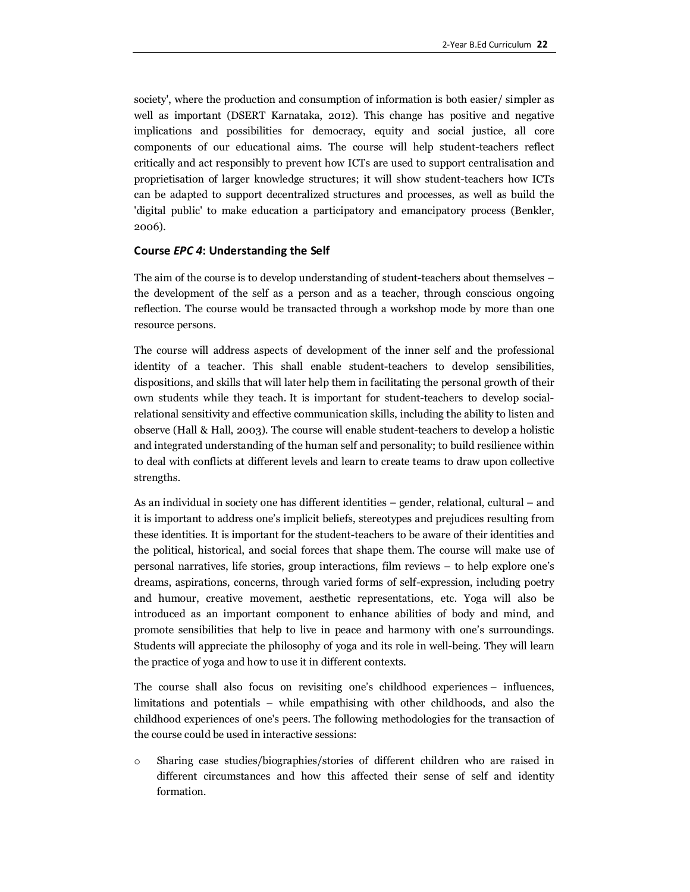society', where the production and consumption of information is both easier/ simpler as well as important (DSERT Karnataka, 2012). This change has positive and negative implications and possibilities for democracy, equity and social justice, all core components of our educational aims. The course will help student-teachers reflect critically and act responsibly to prevent how ICTs are used to support centralisation and proprietisation of larger knowledge structures; it will show student-teachers how ICTs can be adapted to support decentralized structures and processes, as well as build the 'digital public' to make education a participatory and emancipatory process (Benkler, 2006).

### Course *EPC 4*: Understanding the Self

The aim of the course is to develop understanding of student-teachers about themselves – the development of the self as a person and as a teacher, through conscious ongoing reflection. The course would be transacted through a workshop mode by more than one resource persons.

The course will address aspects of development of the inner self and the professional identity of a teacher. This shall enable student-teachers to develop sensibilities, dispositions, and skills that will later help them in facilitating the personal growth of their own students while they teach. It is important for student-teachers to develop social-relational sensitivity and effective communication skills, including the ability to listen and observe (Hall & Hall, 2003). The course will enable student-teachers to develop a holistic and integrated understanding of the human self and personality; to build resilience within to deal with conflicts at different levels and learn to create teams to draw upon collective strengths.

As an individual in society one has different identities – gender, relational, cultural – and it is important to address one's implicit beliefs, stereotypes and prejudices resulting from these identities. It is important for the student-teachers to be aware of their identities and the political, historical, and social forces that shape them. The course will make use of personal narratives, life stories, group interactions, film reviews – to help explore one's dreams, aspirations, concerns, through varied forms of self-expression, including poetry and humour, creative movement, aesthetic representations, etc. Yoga will also be introduced as an important component to enhance abilities of body and mind, and promote sensibilities that help to live in peace and harmony with one's surroundings. Students will appreciate the philosophy of yoga and its role in well-being. They will learn the practice of yoga and how to use it in different contexts.

The course shall also focus on revisiting one's childhood experiences – influences, limitations and potentials – while empathising with other childhoods, and also the childhood experiences of one's peers. The following methodologies for the transaction of the course could be used in interactive sessions:

- Sharing case studies/biographies/stories of different children who are raised in different circumstances and how this affected their sense of self and identity formation.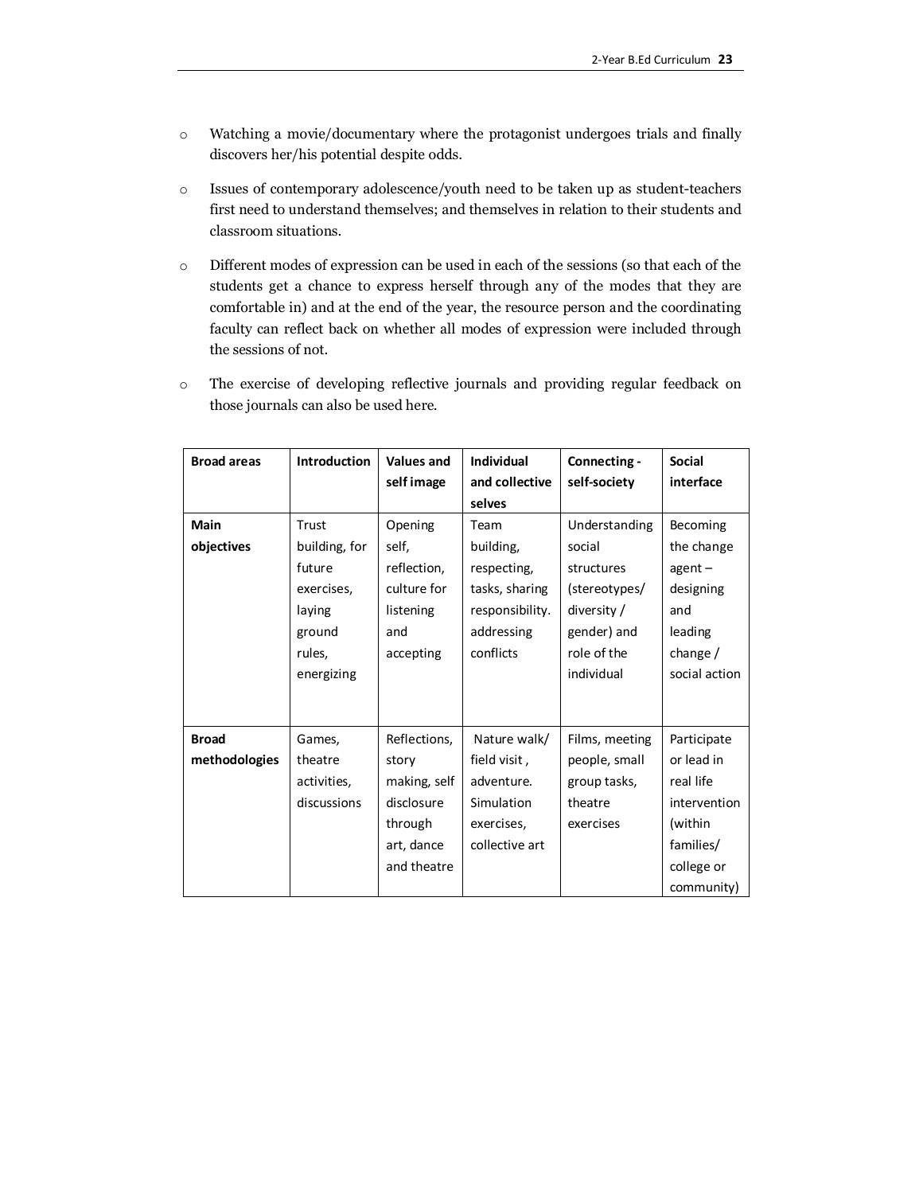- Watching a movie/documentary where the protagonist undergoes trials and finally discovers her/his potential despite odds.
- Issues of contemporary adolescence/youth need to be taken up as student-teachers first need to understand themselves; and themselves in relation to their students and classroom situations.
- Different modes of expression can be used in each of the sessions (so that each of the students get a chance to express herself through any of the modes that they are comfortable in) and at the end of the year, the resource person and the coordinating faculty can reflect back on whether all modes of expression were included through the sessions of not.
- The exercise of developing reflective journals and providing regular feedback on those journals can also be used here.

| **Broad areas** | **Introduction** | **Values and self image** | **Individual and collective selves** | **Connecting - self-society** | **Social interface** |
|---|---|---|---|---|---|
| **Main objectives** | Trust building, for future exercises, laying ground rules, energizing | Opening self, reflection, culture for listening and accepting | Team building, respecting, tasks, sharing responsibility. addressing conflicts | Understanding social structures (stereotypes/ diversity / gender) and role of the individual | Becoming the change agent – designing and leading change / social action |
| **Broad methodologies** | Games, theatre activities, discussions | Reflections, story making, self disclosure through art, dance and theatre | Nature walk/ field visit , adventure. Simulation exercises, collective art | Films, meeting people, small group tasks, theatre exercises | Participate or lead in real life intervention (within families/ college or community) |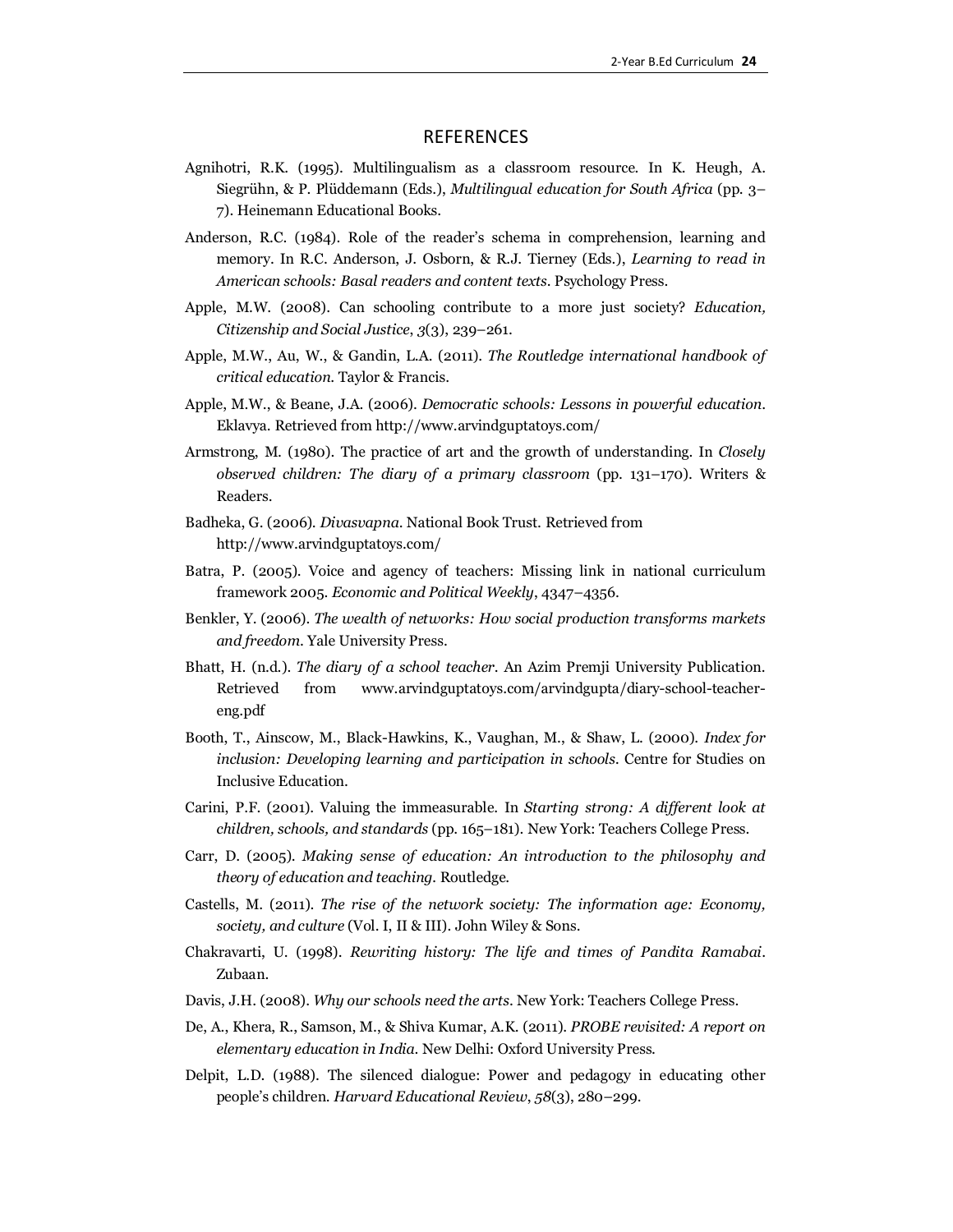## REFERENCES

Agnihotri, R.K. (1995). Multilingualism as a classroom resource. In K. Heugh, A. Siegrühn, & P. Plüddemann (Eds.), *Multilingual education for South Africa* (pp. 3–7). Heinemann Educational Books.

Anderson, R.C. (1984). Role of the reader's schema in comprehension, learning and memory. In R.C. Anderson, J. Osborn, & R.J. Tierney (Eds.), *Learning to read in American schools: Basal readers and content texts*. Psychology Press.

Apple, M.W. (2008). Can schooling contribute to a more just society? *Education, Citizenship and Social Justice*, *3*(3), 239–261.

Apple, M.W., Au, W., & Gandin, L.A. (2011). *The Routledge international handbook of critical education*. Taylor & Francis.

Apple, M.W., & Beane, J.A. (2006). *Democratic schools: Lessons in powerful education*. Eklavya. Retrieved from http://www.arvindguptatoys.com/

Armstrong, M. (1980). The practice of art and the growth of understanding. In *Closely observed children: The diary of a primary classroom* (pp. 131–170). Writers & Readers.

Badheka, G. (2006). *Divasvapna*. National Book Trust. Retrieved from http://www.arvindguptatoys.com/

Batra, P. (2005). Voice and agency of teachers: Missing link in national curriculum framework 2005. *Economic and Political Weekly*, 4347–4356.

Benkler, Y. (2006). *The wealth of networks: How social production transforms markets and freedom*. Yale University Press.

Bhatt, H. (n.d.). *The diary of a school teacher*. An Azim Premji University Publication. Retrieved from www.arvindguptatoys.com/arvindgupta/diary-school-teacher-eng.pdf

Booth, T., Ainscow, M., Black-Hawkins, K., Vaughan, M., & Shaw, L. (2000). *Index for inclusion: Developing learning and participation in schools*. Centre for Studies on Inclusive Education.

Carini, P.F. (2001). Valuing the immeasurable. In *Starting strong: A different look at children, schools, and standards* (pp. 165–181). New York: Teachers College Press.

Carr, D. (2005). *Making sense of education: An introduction to the philosophy and theory of education and teaching*. Routledge.

Castells, M. (2011). *The rise of the network society: The information age: Economy, society, and culture* (Vol. I, II & III). John Wiley & Sons.

Chakravarti, U. (1998). *Rewriting history: The life and times of Pandita Ramabai*. Zubaan.

Davis, J.H. (2008). *Why our schools need the arts*. New York: Teachers College Press.

De, A., Khera, R., Samson, M., & Shiva Kumar, A.K. (2011). *PROBE revisited: A report on elementary education in India*. New Delhi: Oxford University Press.

Delpit, L.D. (1988). The silenced dialogue: Power and pedagogy in educating other people's children. *Harvard Educational Review*, *58*(3), 280–299.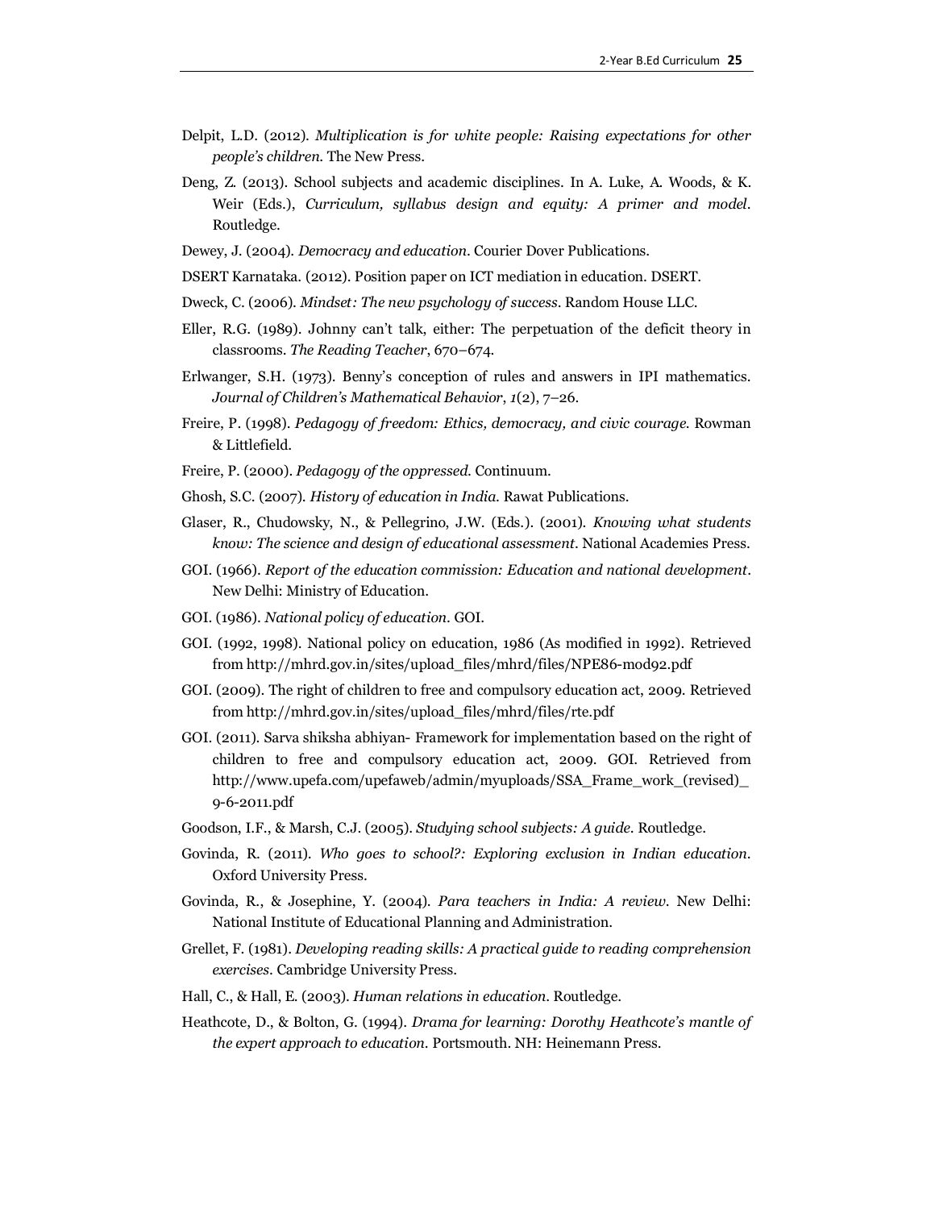Delpit, L.D. (2012). *Multiplication is for white people: Raising expectations for other people's children*. The New Press.

Deng, Z. (2013). School subjects and academic disciplines. In A. Luke, A. Woods, & K. Weir (Eds.), *Curriculum, syllabus design and equity: A primer and model*. Routledge.

Dewey, J. (2004). *Democracy and education*. Courier Dover Publications.

DSERT Karnataka. (2012). Position paper on ICT mediation in education. DSERT.

Dweck, C. (2006). *Mindset: The new psychology of success*. Random House LLC.

Eller, R.G. (1989). Johnny can't talk, either: The perpetuation of the deficit theory in classrooms. *The Reading Teacher*, 670–674.

Erlwanger, S.H. (1973). Benny's conception of rules and answers in IPI mathematics. *Journal of Children's Mathematical Behavior*, *1*(2), 7–26.

Freire, P. (1998). *Pedagogy of freedom: Ethics, democracy, and civic courage*. Rowman & Littlefield.

Freire, P. (2000). *Pedagogy of the oppressed*. Continuum.

Ghosh, S.C. (2007). *History of education in India*. Rawat Publications.

Glaser, R., Chudowsky, N., & Pellegrino, J.W. (Eds.). (2001). *Knowing what students know: The science and design of educational assessment*. National Academies Press.

GOI. (1966). *Report of the education commission: Education and national development*. New Delhi: Ministry of Education.

GOI. (1986). *National policy of education*. GOI.

GOI. (1992, 1998). National policy on education, 1986 (As modified in 1992). Retrieved from http://mhrd.gov.in/sites/upload_files/mhrd/files/NPE86-mod92.pdf

GOI. (2009). The right of children to free and compulsory education act, 2009. Retrieved from http://mhrd.gov.in/sites/upload_files/mhrd/files/rte.pdf

GOI. (2011). Sarva shiksha abhiyan- Framework for implementation based on the right of children to free and compulsory education act, 2009. GOI. Retrieved from http://www.upefa.com/upefaweb/admin/myuploads/SSA_Frame_work_(revised)_9-6-2011.pdf

Goodson, I.F., & Marsh, C.J. (2005). *Studying school subjects: A guide*. Routledge.

Govinda, R. (2011). *Who goes to school?: Exploring exclusion in Indian education*. Oxford University Press.

Govinda, R., & Josephine, Y. (2004). *Para teachers in India: A review*. New Delhi: National Institute of Educational Planning and Administration.

Grellet, F. (1981). *Developing reading skills: A practical guide to reading comprehension exercises*. Cambridge University Press.

Hall, C., & Hall, E. (2003). *Human relations in education*. Routledge.

Heathcote, D., & Bolton, G. (1994). *Drama for learning: Dorothy Heathcote's mantle of the expert approach to education*. Portsmouth. NH: Heinemann Press.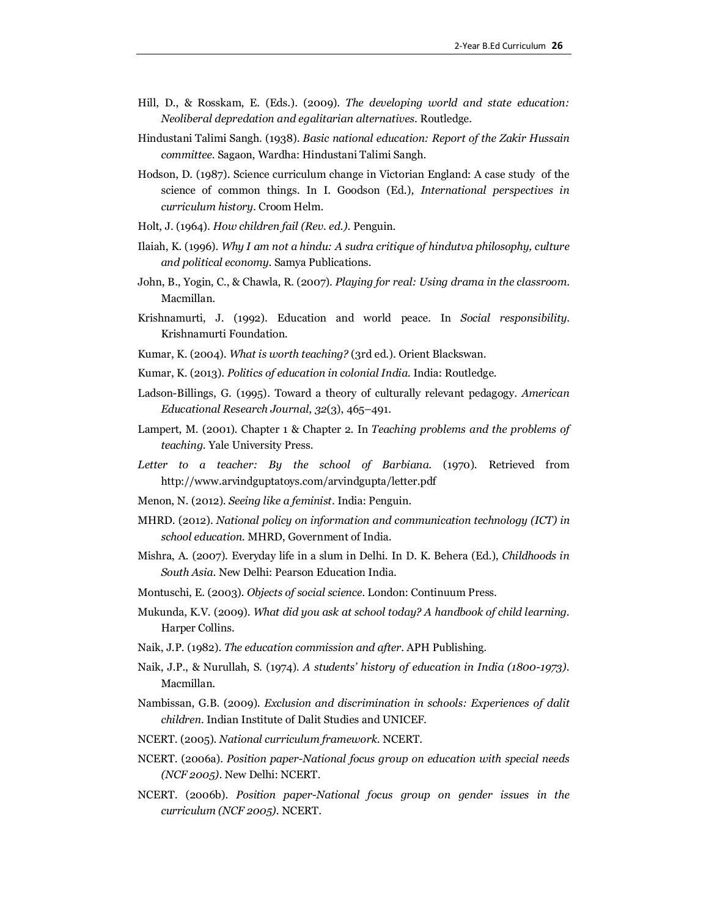Hill, D., & Rosskam, E. (Eds.). (2009). *The developing world and state education: Neoliberal depredation and egalitarian alternatives*. Routledge.

Hindustani Talimi Sangh. (1938). *Basic national education: Report of the Zakir Hussain committee*. Sagaon, Wardha: Hindustani Talimi Sangh.

Hodson, D. (1987). Science curriculum change in Victorian England: A case study of the science of common things. In I. Goodson (Ed.), *International perspectives in curriculum history*. Croom Helm.

Holt, J. (1964). *How children fail (Rev. ed.)*. Penguin.

Ilaiah, K. (1996). *Why I am not a hindu: A sudra critique of hindutva philosophy, culture and political economy*. Samya Publications.

John, B., Yogin, C., & Chawla, R. (2007). *Playing for real: Using drama in the classroom*. Macmillan.

Krishnamurti, J. (1992). Education and world peace. In *Social responsibility*. Krishnamurti Foundation.

Kumar, K. (2004). *What is worth teaching?* (3rd ed.). Orient Blackswan.

Kumar, K. (2013). *Politics of education in colonial India*. India: Routledge.

Ladson-Billings, G. (1995). Toward a theory of culturally relevant pedagogy. *American Educational Research Journal*, *32*(3), 465–491.

Lampert, M. (2001). Chapter 1 & Chapter 2. In *Teaching problems and the problems of teaching*. Yale University Press.

*Letter to a teacher: By the school of Barbiana*. (1970). Retrieved from http://www.arvindguptatoys.com/arvindgupta/letter.pdf

Menon, N. (2012). *Seeing like a feminist*. India: Penguin.

MHRD. (2012). *National policy on information and communication technology (ICT) in school education*. MHRD, Government of India.

Mishra, A. (2007). Everyday life in a slum in Delhi. In D. K. Behera (Ed.), *Childhoods in South Asia*. New Delhi: Pearson Education India.

Montuschi, E. (2003). *Objects of social science*. London: Continuum Press.

Mukunda, K.V. (2009). *What did you ask at school today? A handbook of child learning*. Harper Collins.

Naik, J.P. (1982). *The education commission and after*. APH Publishing.

Naik, J.P., & Nurullah, S. (1974). *A students' history of education in India (1800-1973)*. Macmillan.

Nambissan, G.B. (2009). *Exclusion and discrimination in schools: Experiences of dalit children*. Indian Institute of Dalit Studies and UNICEF.

NCERT. (2005). *National curriculum framework*. NCERT.

NCERT. (2006a). *Position paper-National focus group on education with special needs (NCF 2005)*. New Delhi: NCERT.

NCERT. (2006b). *Position paper-National focus group on gender issues in the curriculum (NCF 2005)*. NCERT.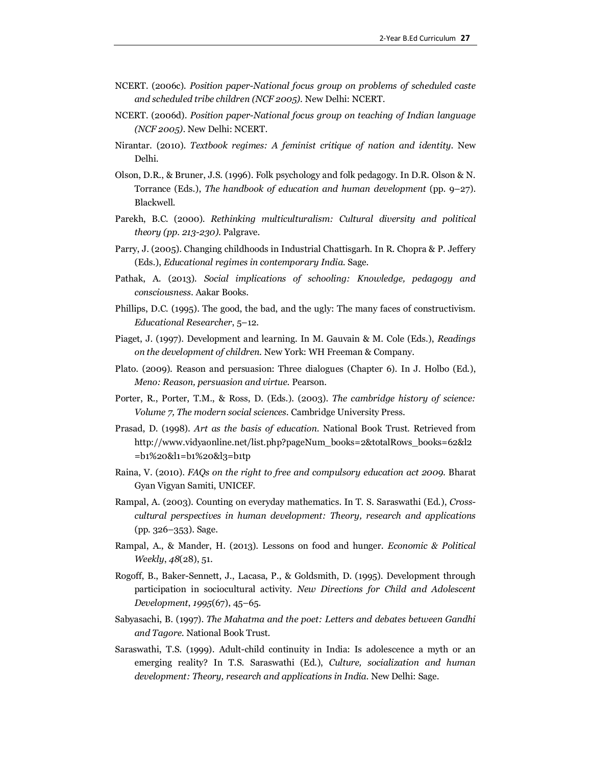NCERT. (2006c). *Position paper-National focus group on problems of scheduled caste and scheduled tribe children (NCF 2005)*. New Delhi: NCERT.

NCERT. (2006d). *Position paper-National focus group on teaching of Indian language (NCF 2005)*. New Delhi: NCERT.

Nirantar. (2010). *Textbook regimes: A feminist critique of nation and identity*. New Delhi.

Olson, D.R., & Bruner, J.S. (1996). Folk psychology and folk pedagogy. In D.R. Olson & N. Torrance (Eds.), *The handbook of education and human development* (pp. 9–27). Blackwell.

Parekh, B.C. (2000). *Rethinking multiculturalism: Cultural diversity and political theory (pp. 213-230)*. Palgrave.

Parry, J. (2005). Changing childhoods in Industrial Chattisgarh. In R. Chopra & P. Jeffery (Eds.), *Educational regimes in contemporary India*. Sage.

Pathak, A. (2013). *Social implications of schooling: Knowledge, pedagogy and consciousness*. Aakar Books.

Phillips, D.C. (1995). The good, the bad, and the ugly: The many faces of constructivism. *Educational Researcher*, 5–12.

Piaget, J. (1997). Development and learning. In M. Gauvain & M. Cole (Eds.), *Readings on the development of children*. New York: WH Freeman & Company.

Plato. (2009). Reason and persuasion: Three dialogues (Chapter 6). In J. Holbo (Ed.), *Meno: Reason, persuasion and virtue*. Pearson.

Porter, R., Porter, T.M., & Ross, D. (Eds.). (2003). *The cambridge history of science: Volume 7, The modern social sciences*. Cambridge University Press.

Prasad, D. (1998). *Art as the basis of education*. National Book Trust. Retrieved from http://www.vidyaonline.net/list.php?pageNum_books=2&totalRows_books=62&l2=b1%20&l1=b1%20&l3=b1tp

Raina, V. (2010). *FAQs on the right to free and compulsory education act 2009*. Bharat Gyan Vigyan Samiti, UNICEF.

Rampal, A. (2003). Counting on everyday mathematics. In T. S. Saraswathi (Ed.), *Cross-cultural perspectives in human development: Theory, research and applications* (pp. 326–353). Sage.

Rampal, A., & Mander, H. (2013). Lessons on food and hunger. *Economic & Political Weekly*, *48*(28), 51.

Rogoff, B., Baker-Sennett, J., Lacasa, P., & Goldsmith, D. (1995). Development through participation in sociocultural activity. *New Directions for Child and Adolescent Development*, *1995*(67), 45–65.

Sabyasachi, B. (1997). *The Mahatma and the poet: Letters and debates between Gandhi and Tagore*. National Book Trust.

Saraswathi, T.S. (1999). Adult-child continuity in India: Is adolescence a myth or an emerging reality? In T.S. Saraswathi (Ed.), *Culture, socialization and human development: Theory, research and applications in India*. New Delhi: Sage.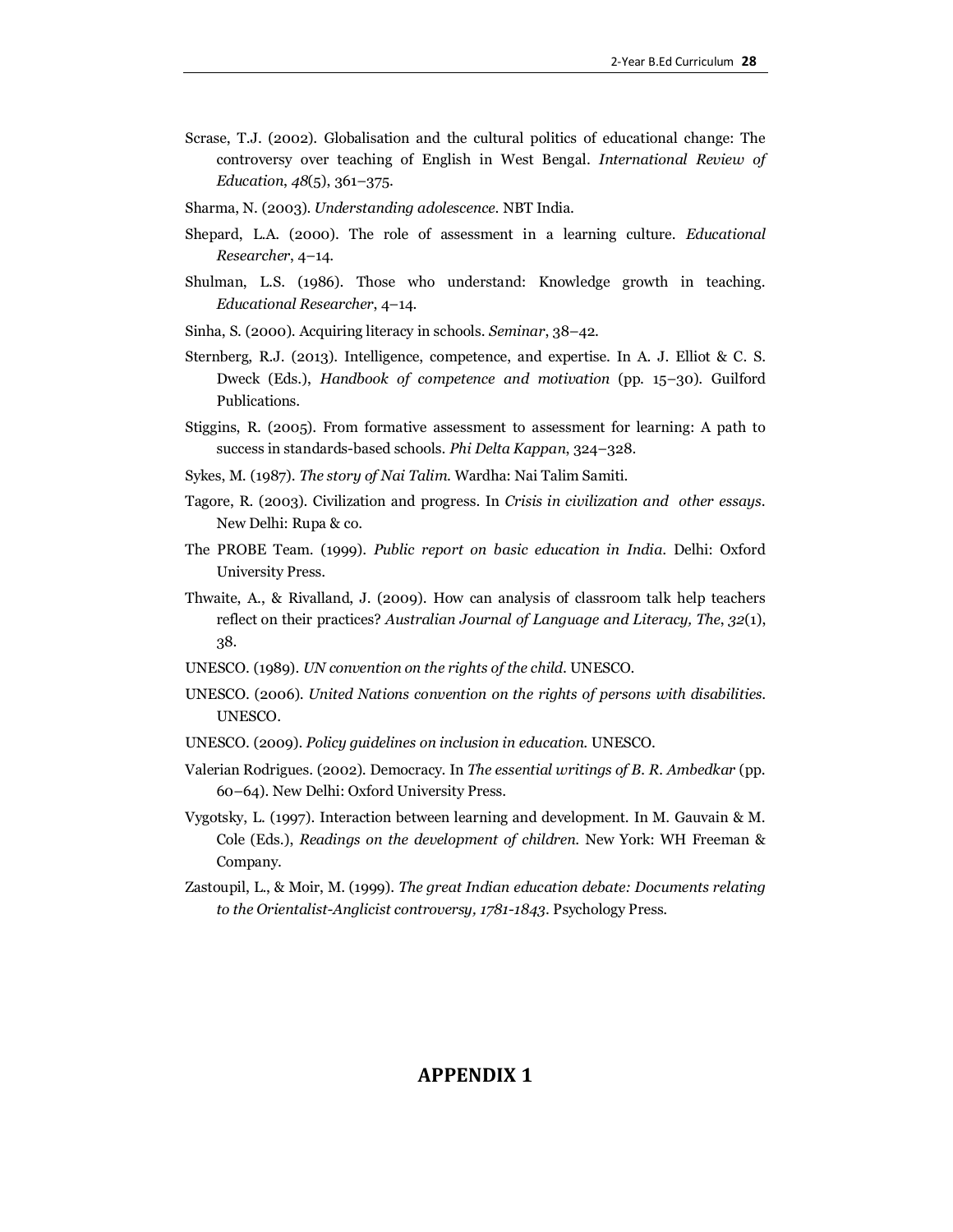Scrase, T.J. (2002). Globalisation and the cultural politics of educational change: The controversy over teaching of English in West Bengal. *International Review of Education*, *48*(5), 361–375.

Sharma, N. (2003). *Understanding adolescence*. NBT India.

Shepard, L.A. (2000). The role of assessment in a learning culture. *Educational Researcher*, 4–14.

Shulman, L.S. (1986). Those who understand: Knowledge growth in teaching. *Educational Researcher*, 4–14.

Sinha, S. (2000). Acquiring literacy in schools. *Seminar*, 38–42.

Sternberg, R.J. (2013). Intelligence, competence, and expertise. In A. J. Elliot & C. S. Dweck (Eds.), *Handbook of competence and motivation* (pp. 15–30). Guilford Publications.

Stiggins, R. (2005). From formative assessment to assessment for learning: A path to success in standards-based schools. *Phi Delta Kappan*, 324–328.

Sykes, M. (1987). *The story of Nai Talim*. Wardha: Nai Talim Samiti.

Tagore, R. (2003). Civilization and progress. In *Crisis in civilization and other essays*. New Delhi: Rupa & co.

The PROBE Team. (1999). *Public report on basic education in India*. Delhi: Oxford University Press.

Thwaite, A., & Rivalland, J. (2009). How can analysis of classroom talk help teachers reflect on their practices? *Australian Journal of Language and Literacy, The*, *32*(1), 38.

UNESCO. (1989). *UN convention on the rights of the child*. UNESCO.

UNESCO. (2006). *United Nations convention on the rights of persons with disabilities*. UNESCO.

UNESCO. (2009). *Policy guidelines on inclusion in education*. UNESCO.

Valerian Rodrigues. (2002). Democracy. In *The essential writings of B. R. Ambedkar* (pp. 60–64). New Delhi: Oxford University Press.

Vygotsky, L. (1997). Interaction between learning and development. In M. Gauvain & M. Cole (Eds.), *Readings on the development of children*. New York: WH Freeman & Company.

Zastoupil, L., & Moir, M. (1999). *The great Indian education debate: Documents relating to the Orientalist-Anglicist controversy, 1781-1843*. Psychology Press.

# APPENDIX 1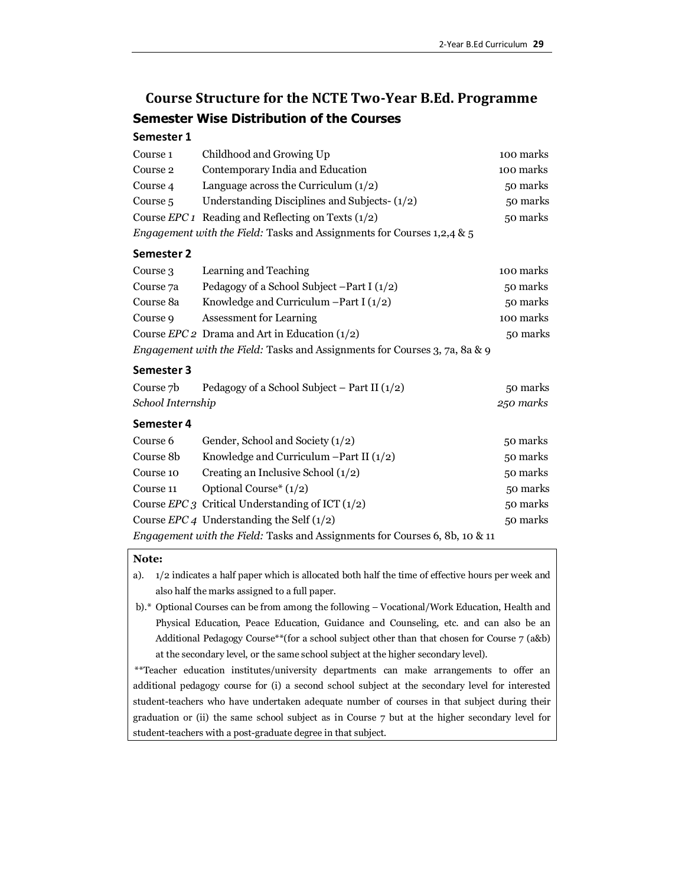# Course Structure for the NCTE Two-Year B.Ed. Programme

## Semester Wise Distribution of the Courses

### Semester 1

| | | |
|---|---|---|
| Course 1 | Childhood and Growing Up | 100 marks |
| Course 2 | Contemporary India and Education | 100 marks |
| Course 4 | Language across the Curriculum (1/2) | 50 marks |
| Course 5 | Understanding Disciplines and Subjects- (1/2) | 50 marks |
| Course *EPC 1* | Reading and Reflecting on Texts (1/2) | 50 marks |

*Engagement with the Field:* Tasks and Assignments for Courses 1,2,4 & 5

### Semester 2

| | | |
|---|---|---|
| Course 3 | Learning and Teaching | 100 marks |
| Course 7a | Pedagogy of a School Subject –Part I (1/2) | 50 marks |
| Course 8a | Knowledge and Curriculum –Part I (1/2) | 50 marks |
| Course 9 | Assessment for Learning | 100 marks |
| Course *EPC 2* | Drama and Art in Education (1/2) | 50 marks |

*Engagement with the Field:* Tasks and Assignments for Courses 3, 7a, 8a & 9

### Semester 3

| | | |
|---|---|---|
| Course 7b | Pedagogy of a School Subject – Part II (1/2) | 50 marks |
| *School Internship* | | *250 marks* |

### Semester 4

| | | |
|---|---|---|
| Course 6 | Gender, School and Society (1/2) | 50 marks |
| Course 8b | Knowledge and Curriculum –Part II (1/2) | 50 marks |
| Course 10 | Creating an Inclusive School (1/2) | 50 marks |
| Course 11 | Optional Course* (1/2) | 50 marks |
| Course *EPC 3* | Critical Understanding of ICT (1/2) | 50 marks |
| Course *EPC 4* | Understanding the Self (1/2) | 50 marks |

*Engagement with the Field:* Tasks and Assignments for Courses 6, 8b, 10 & 11

**Note:**

a). 1/2 indicates a half paper which is allocated both half the time of effective hours per week and also half the marks assigned to a full paper.

b).* Optional Courses can be from among the following – Vocational/Work Education, Health and Physical Education, Peace Education, Guidance and Counseling, etc. and can also be an Additional Pedagogy Course**(for a school subject other than that chosen for Course 7 (a&b) at the secondary level, or the same school subject at the higher secondary level).

**Teacher education institutes/university departments can make arrangements to offer an additional pedagogy course for (i) a second school subject at the secondary level for interested student-teachers who have undertaken adequate number of courses in that subject during their graduation or (ii) the same school subject as in Course 7 but at the higher secondary level for student-teachers with a post-graduate degree in that subject.